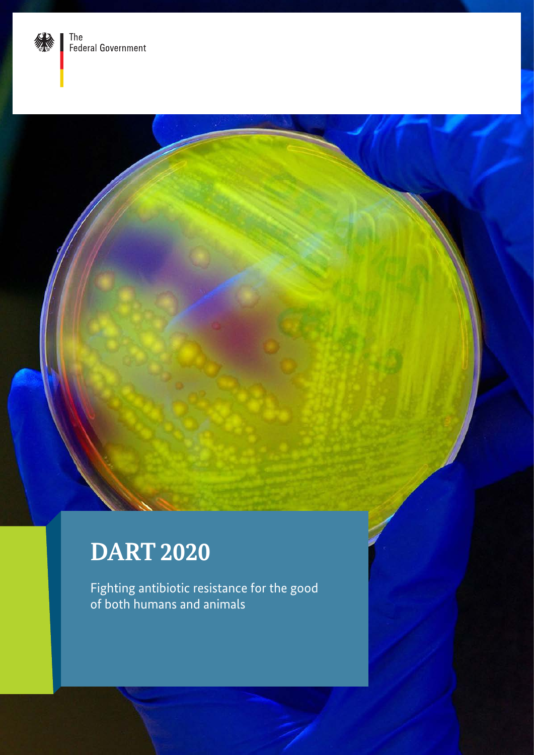The Federal Government

# DART 2020

Fighting antibiotic resistance for the good of both humans and animals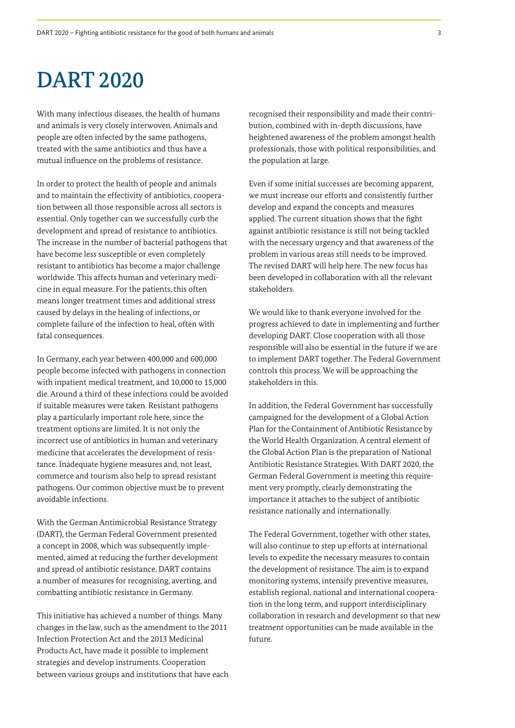# DART 2020

With many infectious diseases, the health of humans and animals is very closely interwoven. Animals and people are often infected by the same pathogens, treated with the same antibiotics and thus have a mutual influence on the problems of resistance.

In order to protect the health of people and animals and to maintain the effectivity of antibiotics, cooperation between all those responsible across all sectors is essential. Only together can we successfully curb the development and spread of resistance to antibiotics. The increase in the number of bacterial pathogens that have become less susceptible or even completely resistant to antibiotics has become a major challenge worldwide. This affects human and veterinary medicine in equal measure. For the patients, this often means longer treatment times and additional stress caused by delays in the healing of infections, or complete failure of the infection to heal, often with fatal consequences.

In Germany, each year between 400,000 and 600,000 people become infected with pathogens in connection with inpatient medical treatment, and 10,000 to 15,000 die. Around a third of these infections could be avoided if suitable measures were taken. Resistant pathogens play a particularly important role here, since the treatment options are limited. It is not only the incorrect use of antibiotics in human and veterinary medicine that accelerates the development of resistance. Inadequate hygiene measures and, not least, commerce and tourism also help to spread resistant pathogens. Our common objective must be to prevent avoidable infections.

With the German Antimicrobial Resistance Strategy (DART), the German Federal Government presented a concept in 2008, which was subsequently implemented, aimed at reducing the further development and spread of antibiotic resistance. DART contains a number of measures for recognising, averting, and combatting antibiotic resistance in Germany.

This initiative has achieved a number of things. Many changes in the law, such as the amendment to the 2011 Infection Protection Act and the 2013 Medicinal Products Act, have made it possible to implement strategies and develop instruments. Cooperation between various groups and institutions that have each recognised their responsibility and made their contribution, combined with in-depth discussions, have heightened awareness of the problem amongst health professionals, those with political responsibilities, and the population at large.

Even if some initial successes are becoming apparent, we must increase our efforts and consistently further develop and expand the concepts and measures applied. The current situation shows that the fight against antibiotic resistance is still not being tackled with the necessary urgency and that awareness of the problem in various areas still needs to be improved. The revised DART will help here. The new focus has been developed in collaboration with all the relevant stakeholders.

We would like to thank everyone involved for the progress achieved to date in implementing and further developing DART. Close cooperation with all those responsible will also be essential in the future if we are to implement DART together. The Federal Government controls this process. We will be approaching the stakeholders in this.

In addition, the Federal Government has successfully campaigned for the development of a Global Action Plan for the Containment of Antibiotic Resistance by the World Health Organization. A central element of the Global Action Plan is the preparation of National Antibiotic Resistance Strategies. With DART 2020, the German Federal Government is meeting this requirement very promptly, clearly demonstrating the importance it attaches to the subject of antibiotic resistance nationally and internationally.

The Federal Government, together with other states, will also continue to step up efforts at international levels to expedite the necessary measures to contain the development of resistance. The aim is to expand monitoring systems, intensify preventive measures, establish regional, national and international cooperation in the long term, and support interdisciplinary collaboration in research and development so that new treatment opportunities can be made available in the future.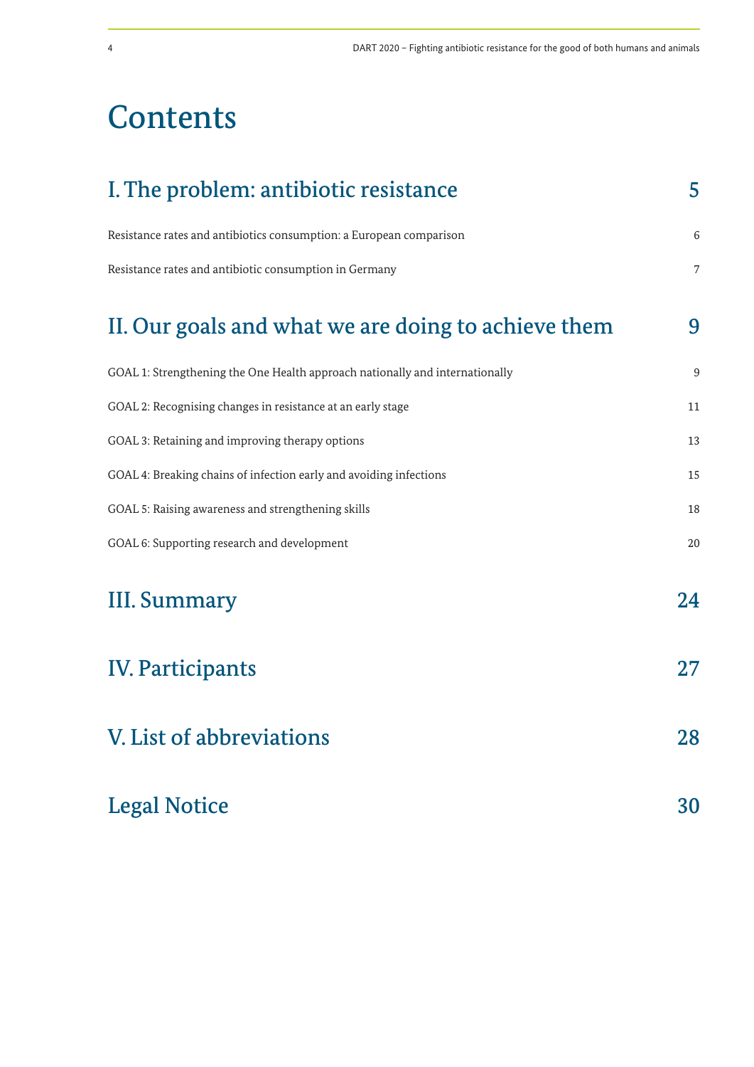# Contents

| | |
|---|---|
| **I. The problem: antibiotic resistance** | **5** |
| Resistance rates and antibiotics consumption: a European comparison | 6 |
| Resistance rates and antibiotic consumption in Germany | 7 |
| **II. Our goals and what we are doing to achieve them** | **9** |
| GOAL 1: Strengthening the One Health approach nationally and internationally | 9 |
| GOAL 2: Recognising changes in resistance at an early stage | 11 |
| GOAL 3: Retaining and improving therapy options | 13 |
| GOAL 4: Breaking chains of infection early and avoiding infections | 15 |
| GOAL 5: Raising awareness and strengthening skills | 18 |
| GOAL 6: Supporting research and development | 20 |
| **III. Summary** | **24** |
| **IV. Participants** | **27** |
| **V. List of abbreviations** | **28** |
| **Legal Notice** | **30** |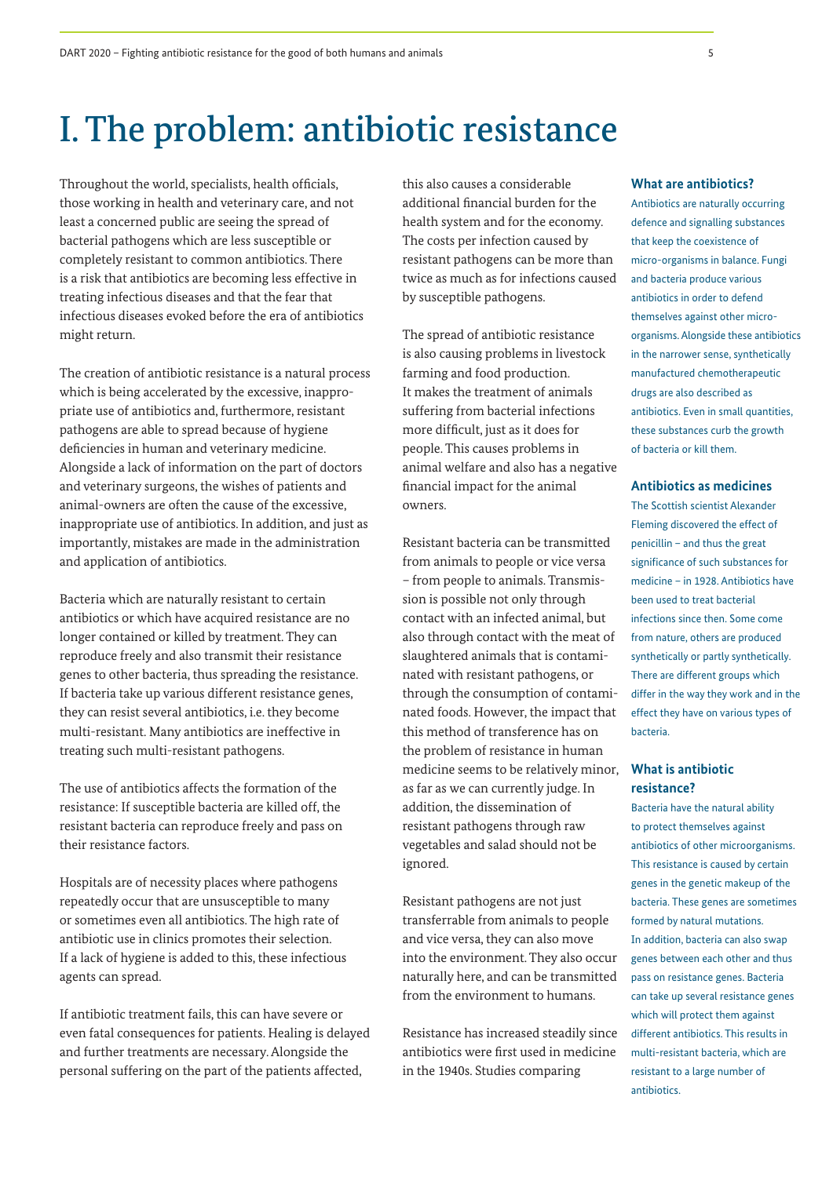# I. The problem: antibiotic resistance

Throughout the world, specialists, health officials, those working in health and veterinary care, and not least a concerned public are seeing the spread of bacterial pathogens which are less susceptible or completely resistant to common antibiotics. There is a risk that antibiotics are becoming less effective in treating infectious diseases and that the fear that infectious diseases evoked before the era of antibiotics might return.

The creation of antibiotic resistance is a natural process which is being accelerated by the excessive, inappropriate use of antibiotics and, furthermore, resistant pathogens are able to spread because of hygiene deficiencies in human and veterinary medicine. Alongside a lack of information on the part of doctors and veterinary surgeons, the wishes of patients and animal-owners are often the cause of the excessive, inappropriate use of antibiotics. In addition, and just as importantly, mistakes are made in the administration and application of antibiotics.

Bacteria which are naturally resistant to certain antibiotics or which have acquired resistance are no longer contained or killed by treatment. They can reproduce freely and also transmit their resistance genes to other bacteria, thus spreading the resistance. If bacteria take up various different resistance genes, they can resist several antibiotics, i.e. they become multi-resistant. Many antibiotics are ineffective in treating such multi-resistant pathogens.

The use of antibiotics affects the formation of the resistance: If susceptible bacteria are killed off, the resistant bacteria can reproduce freely and pass on their resistance factors.

Hospitals are of necessity places where pathogens repeatedly occur that are unsusceptible to many or sometimes even all antibiotics. The high rate of antibiotic use in clinics promotes their selection. If a lack of hygiene is added to this, these infectious agents can spread.

If antibiotic treatment fails, this can have severe or even fatal consequences for patients. Healing is delayed and further treatments are necessary. Alongside the personal suffering on the part of the patients affected, this also causes a considerable additional financial burden for the health system and for the economy. The costs per infection caused by resistant pathogens can be more than twice as much as for infections caused by susceptible pathogens.

The spread of antibiotic resistance is also causing problems in livestock farming and food production. It makes the treatment of animals suffering from bacterial infections more difficult, just as it does for people. This causes problems in animal welfare and also has a negative financial impact for the animal owners.

Resistant bacteria can be transmitted from animals to people or vice versa – from people to animals. Transmission is possible not only through contact with an infected animal, but also through contact with the meat of slaughtered animals that is contaminated with resistant pathogens, or through the consumption of contaminated foods. However, the impact that this method of transference has on the problem of resistance in human medicine seems to be relatively minor, as far as we can currently judge. In addition, the dissemination of resistant pathogens through raw vegetables and salad should not be ignored.

Resistant pathogens are not just transferrable from animals to people and vice versa, they can also move into the environment. They also occur naturally here, and can be transmitted from the environment to humans.

Resistance has increased steadily since antibiotics were first used in medicine in the 1940s. Studies comparing

### What are antibiotics?

Antibiotics are naturally occurring defence and signalling substances that keep the coexistence of micro-organisms in balance. Fungi and bacteria produce various antibiotics in order to defend themselves against other micro-organisms. Alongside these antibiotics in the narrower sense, synthetically manufactured chemotherapeutic drugs are also described as antibiotics. Even in small quantities, these substances curb the growth of bacteria or kill them.

### Antibiotics as medicines

The Scottish scientist Alexander Fleming discovered the effect of penicillin – and thus the great significance of such substances for medicine – in 1928. Antibiotics have been used to treat bacterial infections since then. Some come from nature, others are produced synthetically or partly synthetically. There are different groups which differ in the way they work and in the effect they have on various types of bacteria.

### What is antibiotic resistance?

Bacteria have the natural ability to protect themselves against antibiotics of other microorganisms. This resistance is caused by certain genes in the genetic makeup of the bacteria. These genes are sometimes formed by natural mutations. In addition, bacteria can also swap genes between each other and thus pass on resistance genes. Bacteria can take up several resistance genes which will protect them against different antibiotics. This results in multi-resistant bacteria, which are resistant to a large number of antibiotics.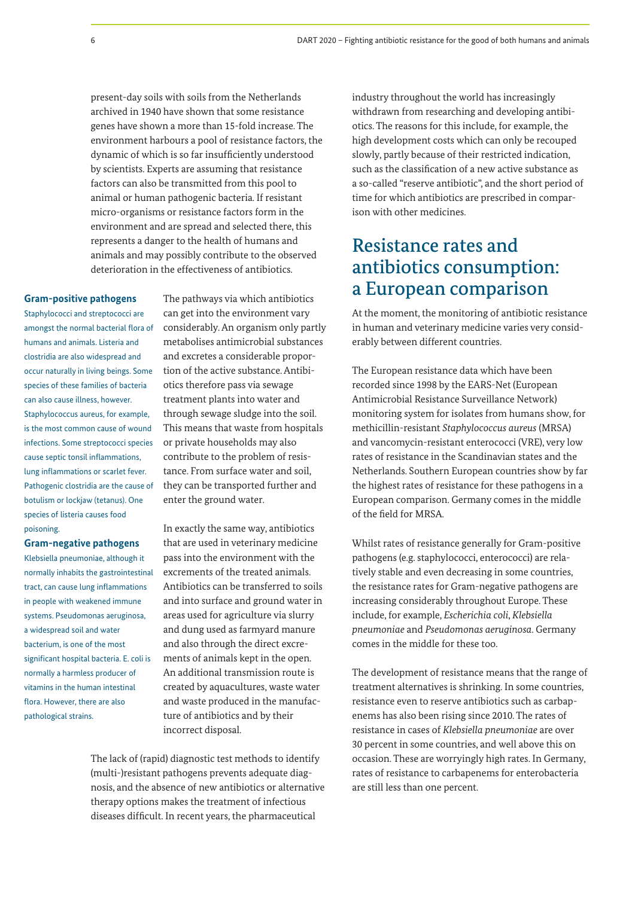present-day soils with soils from the Netherlands archived in 1940 have shown that some resistance genes have shown a more than 15-fold increase. The environment harbours a pool of resistance factors, the dynamic of which is so far insufficiently understood by scientists. Experts are assuming that resistance factors can also be transmitted from this pool to animal or human pathogenic bacteria. If resistant micro-organisms or resistance factors form in the environment and are spread and selected there, this represents a danger to the health of humans and animals and may possibly contribute to the observed deterioration in the effectiveness of antibiotics.

**Gram-positive pathogens**

Staphylococci and streptococci are amongst the normal bacterial flora of humans and animals. Listeria and clostridia are also widespread and occur naturally in living beings. Some species of these families of bacteria can also cause illness, however. Staphylococcus aureus, for example, is the most common cause of wound infections. Some streptococci species cause septic tonsil inflammations, lung inflammations or scarlet fever. Pathogenic clostridia are the cause of botulism or lockjaw (tetanus). One species of listeria causes food poisoning.

**Gram-negative pathogens**

Klebsiella pneumoniae, although it normally inhabits the gastrointestinal tract, can cause lung inflammations in people with weakened immune systems. Pseudomonas aeruginosa, a widespread soil and water bacterium, is one of the most significant hospital bacteria. E. coli is normally a harmless producer of vitamins in the human intestinal flora. However, there are also pathological strains.

The pathways via which antibiotics can get into the environment vary considerably. An organism only partly metabolises antimicrobial substances and excretes a considerable proportion of the active substance. Antibiotics therefore pass via sewage treatment plants into water and through sewage sludge into the soil. This means that waste from hospitals or private households may also contribute to the problem of resistance. From surface water and soil, they can be transported further and enter the ground water.

In exactly the same way, antibiotics that are used in veterinary medicine pass into the environment with the excrements of the treated animals. Antibiotics can be transferred to soils and into surface and ground water in areas used for agriculture via slurry and dung used as farmyard manure and also through the direct excrements of animals kept in the open. An additional transmission route is created by aquacultures, waste water and waste produced in the manufacture of antibiotics and by their incorrect disposal.

The lack of (rapid) diagnostic test methods to identify (multi-)resistant pathogens prevents adequate diagnosis, and the absence of new antibiotics or alternative therapy options makes the treatment of infectious diseases difficult. In recent years, the pharmaceutical industry throughout the world has increasingly withdrawn from researching and developing antibiotics. The reasons for this include, for example, the high development costs which can only be recouped slowly, partly because of their restricted indication, such as the classification of a new active substance as a so-called "reserve antibiotic", and the short period of time for which antibiotics are prescribed in comparison with other medicines.

## Resistance rates and antibiotics consumption: a European comparison

At the moment, the monitoring of antibiotic resistance in human and veterinary medicine varies very considerably between different countries.

The European resistance data which have been recorded since 1998 by the EARS-Net (European Antimicrobial Resistance Surveillance Network) monitoring system for isolates from humans show, for methicillin-resistant *Staphylococcus aureus* (MRSA) and vancomycin-resistant enterococci (VRE), very low rates of resistance in the Scandinavian states and the Netherlands. Southern European countries show by far the highest rates of resistance for these pathogens in a European comparison. Germany comes in the middle of the field for MRSA.

Whilst rates of resistance generally for Gram-positive pathogens (e.g. staphylococci, enterococci) are relatively stable and even decreasing in some countries, the resistance rates for Gram-negative pathogens are increasing considerably throughout Europe. These include, for example, *Escherichia coli*, *Klebsiella pneumoniae* and *Pseudomonas aeruginosa*. Germany comes in the middle for these too.

The development of resistance means that the range of treatment alternatives is shrinking. In some countries, resistance even to reserve antibiotics such as carbapenems has also been rising since 2010. The rates of resistance in cases of *Klebsiella pneumoniae* are over 30 percent in some countries, and well above this on occasion. These are worryingly high rates. In Germany, rates of resistance to carbapenems for enterobacteria are still less than one percent.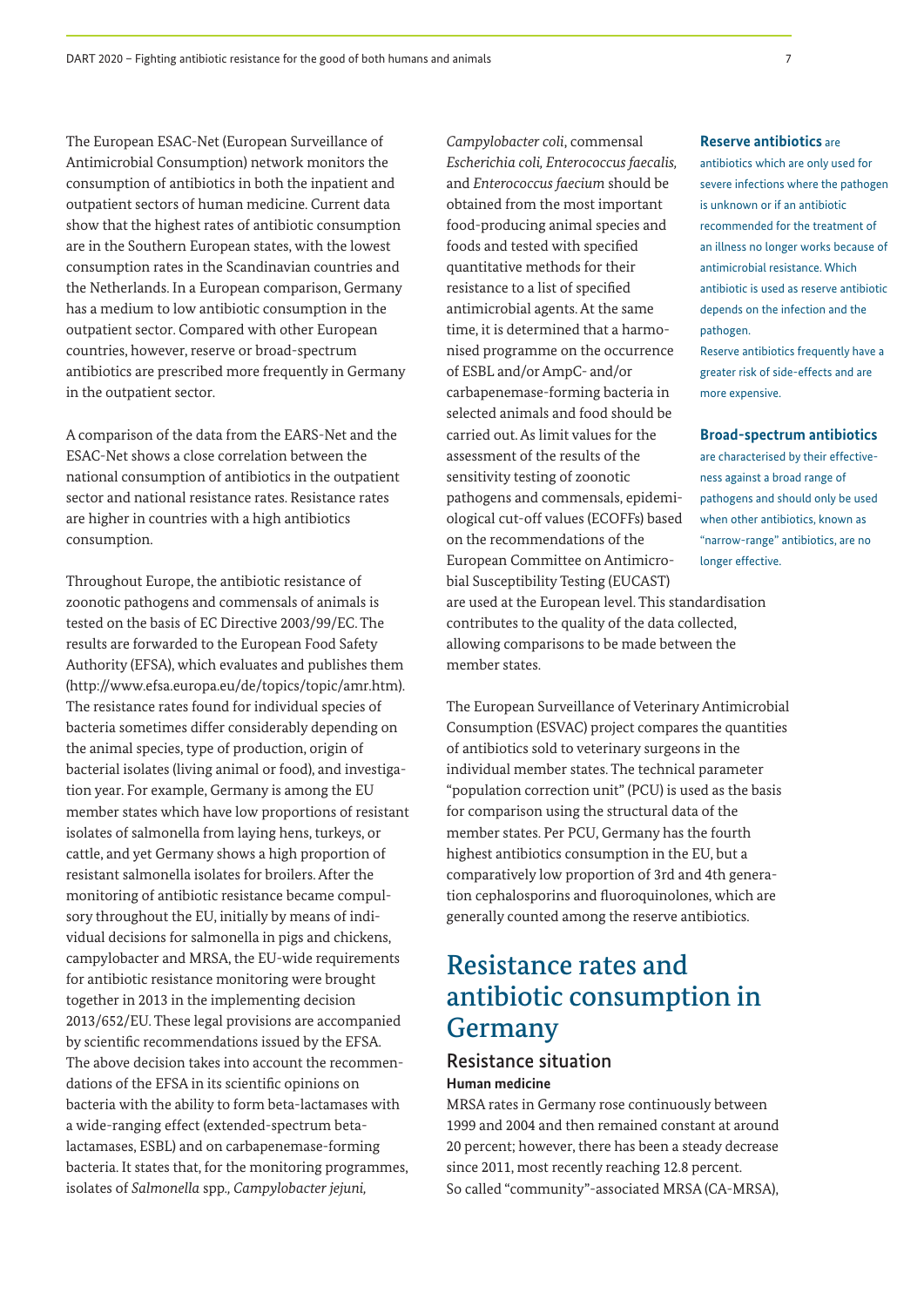The European ESAC-Net (European Surveillance of Antimicrobial Consumption) network monitors the consumption of antibiotics in both the inpatient and outpatient sectors of human medicine. Current data show that the highest rates of antibiotic consumption are in the Southern European states, with the lowest consumption rates in the Scandinavian countries and the Netherlands. In a European comparison, Germany has a medium to low antibiotic consumption in the outpatient sector. Compared with other European countries, however, reserve or broad-spectrum antibiotics are prescribed more frequently in Germany in the outpatient sector.

A comparison of the data from the EARS-Net and the ESAC-Net shows a close correlation between the national consumption of antibiotics in the outpatient sector and national resistance rates. Resistance rates are higher in countries with a high antibiotics consumption.

Throughout Europe, the antibiotic resistance of zoonotic pathogens and commensals of animals is tested on the basis of EC Directive 2003/99/EC. The results are forwarded to the European Food Safety Authority (EFSA), which evaluates and publishes them (http://www.efsa.europa.eu/de/topics/topic/amr.htm). The resistance rates found for individual species of bacteria sometimes differ considerably depending on the animal species, type of production, origin of bacterial isolates (living animal or food), and investigation year. For example, Germany is among the EU member states which have low proportions of resistant isolates of salmonella from laying hens, turkeys, or cattle, and yet Germany shows a high proportion of resistant salmonella isolates for broilers. After the monitoring of antibiotic resistance became compulsory throughout the EU, initially by means of individual decisions for salmonella in pigs and chickens, campylobacter and MRSA, the EU-wide requirements for antibiotic resistance monitoring were brought together in 2013 in the implementing decision 2013/652/EU. These legal provisions are accompanied by scientific recommendations issued by the EFSA. The above decision takes into account the recommendations of the EFSA in its scientific opinions on bacteria with the ability to form beta-lactamases with a wide-ranging effect (extended-spectrum beta-lactamases, ESBL) and on carbapenemase-forming bacteria. It states that, for the monitoring programmes, isolates of *Salmonella* spp*., Campylobacter jejuni, Campylobacter coli*, commensal *Escherichia coli, Enterococcus faecalis,* and *Enterococcus faecium* should be obtained from the most important food-producing animal species and foods and tested with specified quantitative methods for their resistance to a list of specified antimicrobial agents. At the same time, it is determined that a harmonised programme on the occurrence of ESBL and/or AmpC- and/or carbapenemase-forming bacteria in selected animals and food should be carried out. As limit values for the assessment of the results of the sensitivity testing of zoonotic pathogens and commensals, epidemiological cut-off values (ECOFFs) based on the recommendations of the European Committee on Antimicrobial Susceptibility Testing (EUCAST) are used at the European level. This standardisation contributes to the quality of the data collected, allowing comparisons to be made between the member states.

The European Surveillance of Veterinary Antimicrobial Consumption (ESVAC) project compares the quantities of antibiotics sold to veterinary surgeons in the individual member states. The technical parameter "population correction unit" (PCU) is used as the basis for comparison using the structural data of the member states. Per PCU, Germany has the fourth highest antibiotics consumption in the EU, but a comparatively low proportion of 3rd and 4th generation cephalosporins and fluoroquinolones, which are generally counted among the reserve antibiotics.

**Reserve antibiotics** are antibiotics which are only used for severe infections where the pathogen is unknown or if an antibiotic recommended for the treatment of an illness no longer works because of antimicrobial resistance. Which antibiotic is used as reserve antibiotic depends on the infection and the pathogen.
Reserve antibiotics frequently have a greater risk of side-effects and are more expensive.

**Broad-spectrum antibiotics** are characterised by their effectiveness against a broad range of pathogens and should only be used when other antibiotics, known as "narrow-range" antibiotics, are no longer effective.

# Resistance rates and antibiotic consumption in Germany

## Resistance situation

### Human medicine

MRSA rates in Germany rose continuously between 1999 and 2004 and then remained constant at around 20 percent; however, there has been a steady decrease since 2011, most recently reaching 12.8 percent.
So called "community"-associated MRSA (CA-MRSA),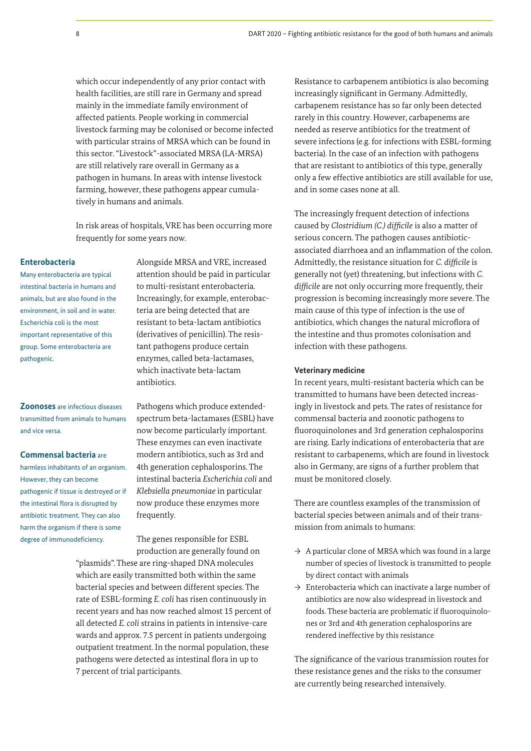which occur independently of any prior contact with health facilities, are still rare in Germany and spread mainly in the immediate family environment of affected patients. People working in commercial livestock farming may be colonised or become infected with particular strains of MRSA which can be found in this sector. "Livestock"-associated MRSA (LA-MRSA) are still relatively rare overall in Germany as a pathogen in humans. In areas with intense livestock farming, however, these pathogens appear cumulatively in humans and animals.

In risk areas of hospitals, VRE has been occurring more frequently for some years now.

**Enterobacteria**
Many enterobacteria are typical intestinal bacteria in humans and animals, but are also found in the environment, in soil and in water. Escherichia coli is the most important representative of this group. Some enterobacteria are pathogenic.

**Zoonoses** are infectious diseases transmitted from animals to humans and vice versa.

**Commensal bacteria** are harmless inhabitants of an organism. However, they can become pathogenic if tissue is destroyed or if the intestinal flora is disrupted by antibiotic treatment. They can also harm the organism if there is some degree of immunodeficiency.

Alongside MRSA and VRE, increased attention should be paid in particular to multi-resistant enterobacteria. Increasingly, for example, enterobacteria are being detected that are resistant to beta-lactam antibiotics (derivatives of penicillin). The resistant pathogens produce certain enzymes, called beta-lactamases, which inactivate beta-lactam antibiotics.

Pathogens which produce extended-spectrum beta-lactamases (ESBL) have now become particularly important. These enzymes can even inactivate modern antibiotics, such as 3rd and 4th generation cephalosporins. The intestinal bacteria *Escherichia coli* and *Klebsiella pneumoniae* in particular now produce these enzymes more frequently.

The genes responsible for ESBL production are generally found on "plasmids". These are ring-shaped DNA molecules which are easily transmitted both within the same bacterial species and between different species. The rate of ESBL-forming *E. coli* has risen continuously in recent years and has now reached almost 15 percent of all detected *E. coli* strains in patients in intensive-care wards and approx. 7.5 percent in patients undergoing outpatient treatment. In the normal population, these pathogens were detected as intestinal flora in up to 7 percent of trial participants.

Resistance to carbapenem antibiotics is also becoming increasingly significant in Germany. Admittedly, carbapenem resistance has so far only been detected rarely in this country. However, carbapenems are needed as reserve antibiotics for the treatment of severe infections (e.g. for infections with ESBL-forming bacteria). In the case of an infection with pathogens that are resistant to antibiotics of this type, generally only a few effective antibiotics are still available for use, and in some cases none at all.

The increasingly frequent detection of infections caused by *Clostridium (C.) difficile* is also a matter of serious concern. The pathogen causes antibiotic-associated diarrhoea and an inflammation of the colon. Admittedly, the resistance situation for *C. difficile* is generally not (yet) threatening, but infections with *C. difficile* are not only occurring more frequently, their progression is becoming increasingly more severe. The main cause of this type of infection is the use of antibiotics, which changes the natural microflora of the intestine and thus promotes colonisation and infection with these pathogens.

#### Veterinary medicine

In recent years, multi-resistant bacteria which can be transmitted to humans have been detected increasingly in livestock and pets. The rates of resistance for commensal bacteria and zoonotic pathogens to fluoroquinolones and 3rd generation cephalosporins are rising. Early indications of enterobacteria that are resistant to carbapenems, which are found in livestock also in Germany, are signs of a further problem that must be monitored closely.

There are countless examples of the transmission of bacterial species between animals and of their transmission from animals to humans:

- → A particular clone of MRSA which was found in a large number of species of livestock is transmitted to people by direct contact with animals
- → Enterobacteria which can inactivate a large number of antibiotics are now also widespread in livestock and foods. These bacteria are problematic if fluoroquinolones or 3rd and 4th generation cephalosporins are rendered ineffective by this resistance

The significance of the various transmission routes for these resistance genes and the risks to the consumer are currently being researched intensively.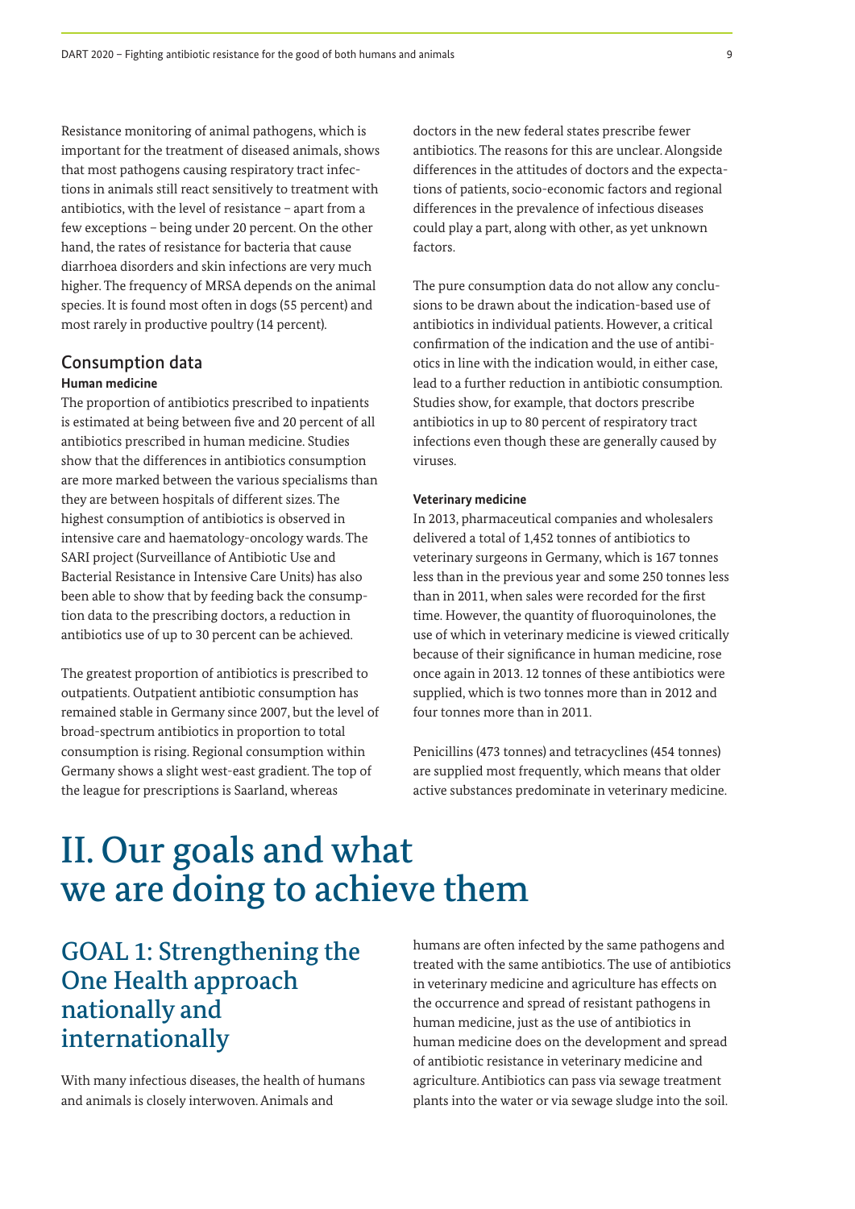Resistance monitoring of animal pathogens, which is important for the treatment of diseased animals, shows that most pathogens causing respiratory tract infections in animals still react sensitively to treatment with antibiotics, with the level of resistance – apart from a few exceptions – being under 20 percent. On the other hand, the rates of resistance for bacteria that cause diarrhoea disorders and skin infections are very much higher. The frequency of MRSA depends on the animal species. It is found most often in dogs (55 percent) and most rarely in productive poultry (14 percent).

## Consumption data

### Human medicine

The proportion of antibiotics prescribed to inpatients is estimated at being between five and 20 percent of all antibiotics prescribed in human medicine. Studies show that the differences in antibiotics consumption are more marked between the various specialisms than they are between hospitals of different sizes. The highest consumption of antibiotics is observed in intensive care and haematology-oncology wards. The SARI project (Surveillance of Antibiotic Use and Bacterial Resistance in Intensive Care Units) has also been able to show that by feeding back the consumption data to the prescribing doctors, a reduction in antibiotics use of up to 30 percent can be achieved.

The greatest proportion of antibiotics is prescribed to outpatients. Outpatient antibiotic consumption has remained stable in Germany since 2007, but the level of broad-spectrum antibiotics in proportion to total consumption is rising. Regional consumption within Germany shows a slight west-east gradient. The top of the league for prescriptions is Saarland, whereas doctors in the new federal states prescribe fewer antibiotics. The reasons for this are unclear. Alongside differences in the attitudes of doctors and the expectations of patients, socio-economic factors and regional differences in the prevalence of infectious diseases could play a part, along with other, as yet unknown factors.

The pure consumption data do not allow any conclusions to be drawn about the indication-based use of antibiotics in individual patients. However, a critical confirmation of the indication and the use of antibiotics in line with the indication would, in either case, lead to a further reduction in antibiotic consumption. Studies show, for example, that doctors prescribe antibiotics in up to 80 percent of respiratory tract infections even though these are generally caused by viruses.

### Veterinary medicine

In 2013, pharmaceutical companies and wholesalers delivered a total of 1,452 tonnes of antibiotics to veterinary surgeons in Germany, which is 167 tonnes less than in the previous year and some 250 tonnes less than in 2011, when sales were recorded for the first time. However, the quantity of fluoroquinolones, the use of which in veterinary medicine is viewed critically because of their significance in human medicine, rose once again in 2013. 12 tonnes of these antibiotics were supplied, which is two tonnes more than in 2012 and four tonnes more than in 2011.

Penicillins (473 tonnes) and tetracyclines (454 tonnes) are supplied most frequently, which means that older active substances predominate in veterinary medicine.

# II. Our goals and what we are doing to achieve them

## GOAL 1: Strengthening the One Health approach nationally and internationally

With many infectious diseases, the health of humans and animals is closely interwoven. Animals and humans are often infected by the same pathogens and treated with the same antibiotics. The use of antibiotics in veterinary medicine and agriculture has effects on the occurrence and spread of resistant pathogens in human medicine, just as the use of antibiotics in human medicine does on the development and spread of antibiotic resistance in veterinary medicine and agriculture. Antibiotics can pass via sewage treatment plants into the water or via sewage sludge into the soil.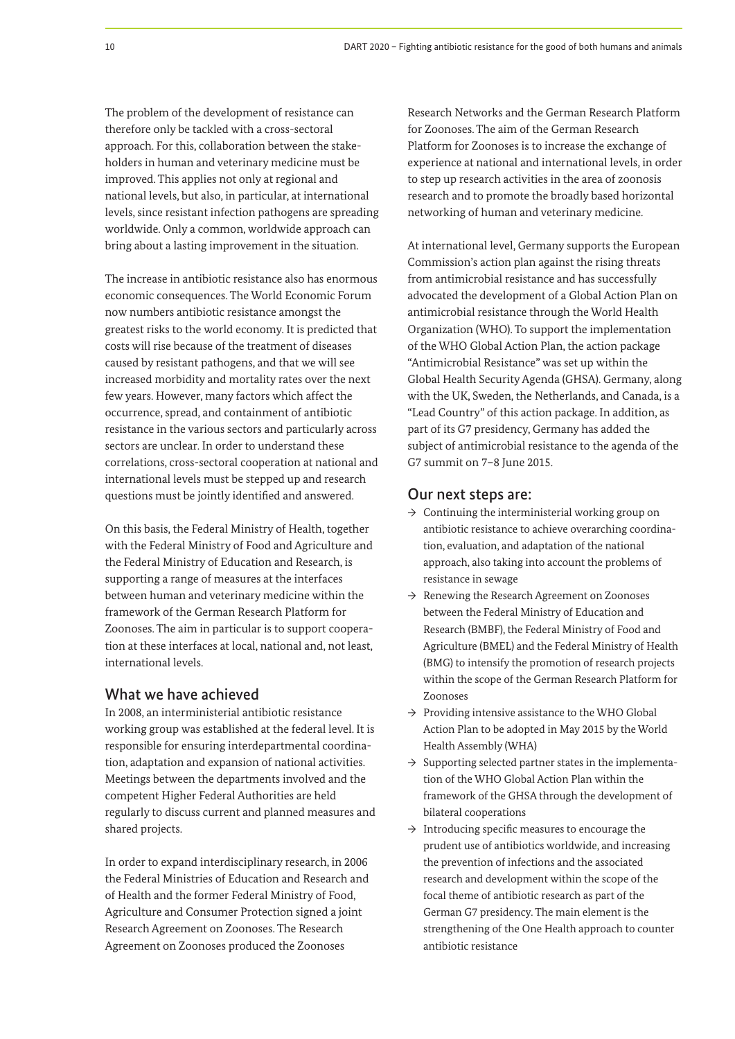The problem of the development of resistance can therefore only be tackled with a cross-sectoral approach. For this, collaboration between the stakeholders in human and veterinary medicine must be improved. This applies not only at regional and national levels, but also, in particular, at international levels, since resistant infection pathogens are spreading worldwide. Only a common, worldwide approach can bring about a lasting improvement in the situation.

The increase in antibiotic resistance also has enormous economic consequences. The World Economic Forum now numbers antibiotic resistance amongst the greatest risks to the world economy. It is predicted that costs will rise because of the treatment of diseases caused by resistant pathogens, and that we will see increased morbidity and mortality rates over the next few years. However, many factors which affect the occurrence, spread, and containment of antibiotic resistance in the various sectors and particularly across sectors are unclear. In order to understand these correlations, cross-sectoral cooperation at national and international levels must be stepped up and research questions must be jointly identified and answered.

On this basis, the Federal Ministry of Health, together with the Federal Ministry of Food and Agriculture and the Federal Ministry of Education and Research, is supporting a range of measures at the interfaces between human and veterinary medicine within the framework of the German Research Platform for Zoonoses. The aim in particular is to support cooperation at these interfaces at local, national and, not least, international levels.

## What we have achieved

In 2008, an interministerial antibiotic resistance working group was established at the federal level. It is responsible for ensuring interdepartmental coordination, adaptation and expansion of national activities. Meetings between the departments involved and the competent Higher Federal Authorities are held regularly to discuss current and planned measures and shared projects.

In order to expand interdisciplinary research, in 2006 the Federal Ministries of Education and Research and of Health and the former Federal Ministry of Food, Agriculture and Consumer Protection signed a joint Research Agreement on Zoonoses. The Research Agreement on Zoonoses produced the Zoonoses Research Networks and the German Research Platform for Zoonoses. The aim of the German Research Platform for Zoonoses is to increase the exchange of experience at national and international levels, in order to step up research activities in the area of zoonosis research and to promote the broadly based horizontal networking of human and veterinary medicine.

At international level, Germany supports the European Commission's action plan against the rising threats from antimicrobial resistance and has successfully advocated the development of a Global Action Plan on antimicrobial resistance through the World Health Organization (WHO). To support the implementation of the WHO Global Action Plan, the action package "Antimicrobial Resistance" was set up within the Global Health Security Agenda (GHSA). Germany, along with the UK, Sweden, the Netherlands, and Canada, is a "Lead Country" of this action package. In addition, as part of its G7 presidency, Germany has added the subject of antimicrobial resistance to the agenda of the G7 summit on 7–8 June 2015.

## Our next steps are:

- → Continuing the interministerial working group on antibiotic resistance to achieve overarching coordination, evaluation, and adaptation of the national approach, also taking into account the problems of resistance in sewage
- → Renewing the Research Agreement on Zoonoses between the Federal Ministry of Education and Research (BMBF), the Federal Ministry of Food and Agriculture (BMEL) and the Federal Ministry of Health (BMG) to intensify the promotion of research projects within the scope of the German Research Platform for Zoonoses
- → Providing intensive assistance to the WHO Global Action Plan to be adopted in May 2015 by the World Health Assembly (WHA)
- → Supporting selected partner states in the implementation of the WHO Global Action Plan within the framework of the GHSA through the development of bilateral cooperations
- → Introducing specific measures to encourage the prudent use of antibiotics worldwide, and increasing the prevention of infections and the associated research and development within the scope of the focal theme of antibiotic research as part of the German G7 presidency. The main element is the strengthening of the One Health approach to counter antibiotic resistance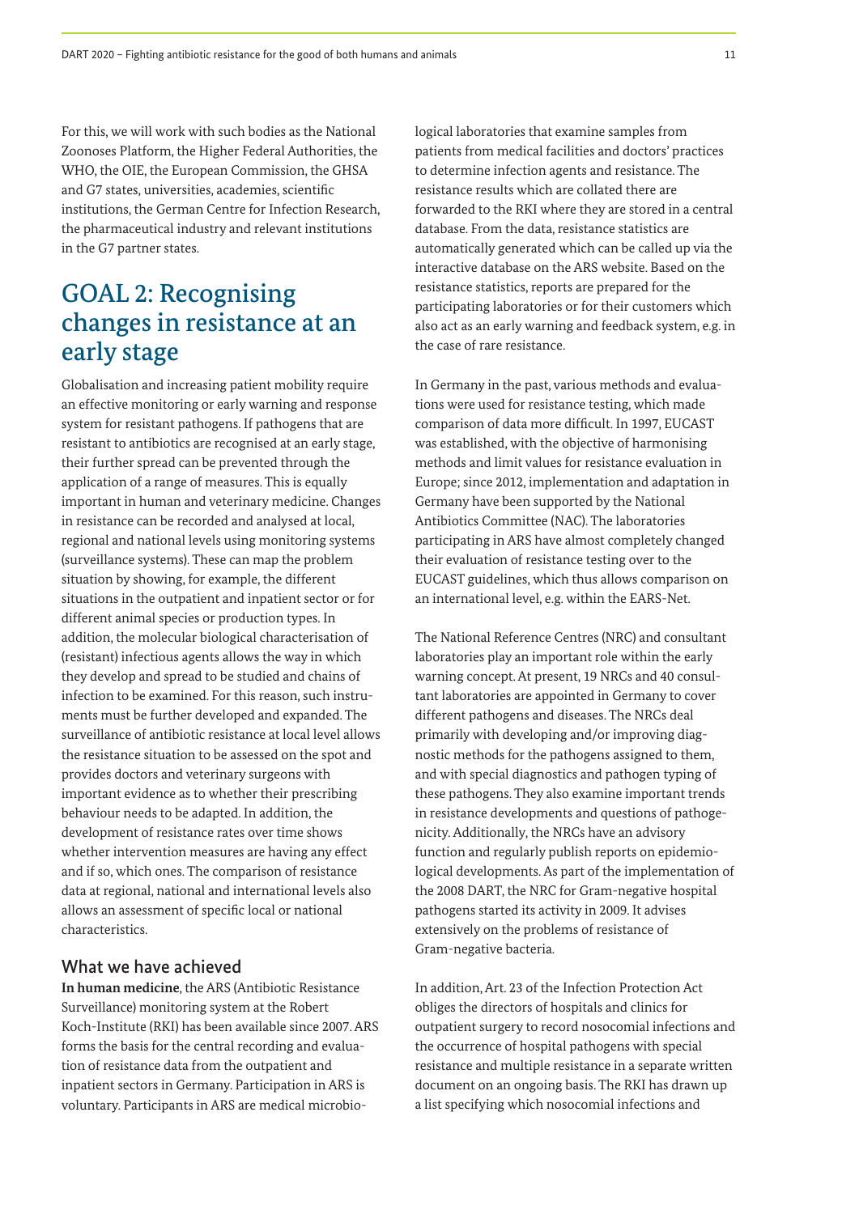For this, we will work with such bodies as the National Zoonoses Platform, the Higher Federal Authorities, the WHO, the OIE, the European Commission, the GHSA and G7 states, universities, academies, scientific institutions, the German Centre for Infection Research, the pharmaceutical industry and relevant institutions in the G7 partner states.

# GOAL 2: Recognising changes in resistance at an early stage

Globalisation and increasing patient mobility require an effective monitoring or early warning and response system for resistant pathogens. If pathogens that are resistant to antibiotics are recognised at an early stage, their further spread can be prevented through the application of a range of measures. This is equally important in human and veterinary medicine. Changes in resistance can be recorded and analysed at local, regional and national levels using monitoring systems (surveillance systems). These can map the problem situation by showing, for example, the different situations in the outpatient and inpatient sector or for different animal species or production types. In addition, the molecular biological characterisation of (resistant) infectious agents allows the way in which they develop and spread to be studied and chains of infection to be examined. For this reason, such instruments must be further developed and expanded. The surveillance of antibiotic resistance at local level allows the resistance situation to be assessed on the spot and provides doctors and veterinary surgeons with important evidence as to whether their prescribing behaviour needs to be adapted. In addition, the development of resistance rates over time shows whether intervention measures are having any effect and if so, which ones. The comparison of resistance data at regional, national and international levels also allows an assessment of specific local or national characteristics.

## What we have achieved

**In human medicine**, the ARS (Antibiotic Resistance Surveillance) monitoring system at the Robert Koch-Institute (RKI) has been available since 2007. ARS forms the basis for the central recording and evaluation of resistance data from the outpatient and inpatient sectors in Germany. Participation in ARS is voluntary. Participants in ARS are medical microbiological laboratories that examine samples from patients from medical facilities and doctors' practices to determine infection agents and resistance. The resistance results which are collated there are forwarded to the RKI where they are stored in a central database. From the data, resistance statistics are automatically generated which can be called up via the interactive database on the ARS website. Based on the resistance statistics, reports are prepared for the participating laboratories or for their customers which also act as an early warning and feedback system, e.g. in the case of rare resistance.

In Germany in the past, various methods and evaluations were used for resistance testing, which made comparison of data more difficult. In 1997, EUCAST was established, with the objective of harmonising methods and limit values for resistance evaluation in Europe; since 2012, implementation and adaptation in Germany have been supported by the National Antibiotics Committee (NAC). The laboratories participating in ARS have almost completely changed their evaluation of resistance testing over to the EUCAST guidelines, which thus allows comparison on an international level, e.g. within the EARS-Net.

The National Reference Centres (NRC) and consultant laboratories play an important role within the early warning concept. At present, 19 NRCs and 40 consultant laboratories are appointed in Germany to cover different pathogens and diseases. The NRCs deal primarily with developing and/or improving diagnostic methods for the pathogens assigned to them, and with special diagnostics and pathogen typing of these pathogens. They also examine important trends in resistance developments and questions of pathogenicity. Additionally, the NRCs have an advisory function and regularly publish reports on epidemiological developments. As part of the implementation of the 2008 DART, the NRC for Gram-negative hospital pathogens started its activity in 2009. It advises extensively on the problems of resistance of Gram-negative bacteria.

In addition, Art. 23 of the Infection Protection Act obliges the directors of hospitals and clinics for outpatient surgery to record nosocomial infections and the occurrence of hospital pathogens with special resistance and multiple resistance in a separate written document on an ongoing basis. The RKI has drawn up a list specifying which nosocomial infections and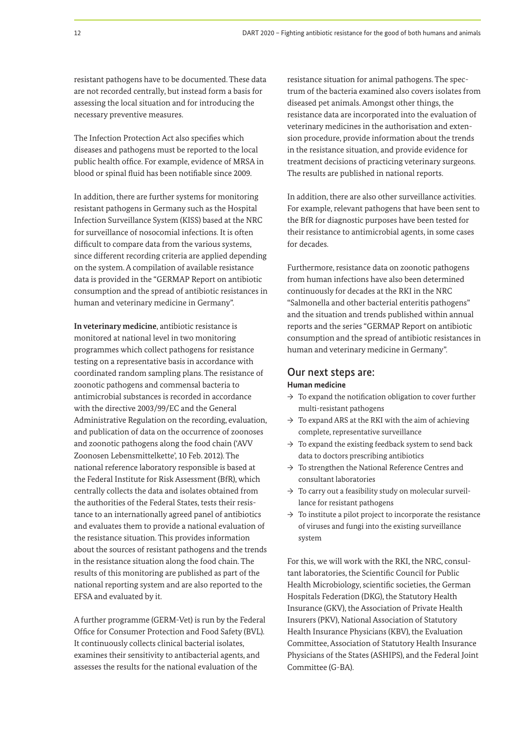resistant pathogens have to be documented. These data are not recorded centrally, but instead form a basis for assessing the local situation and for introducing the necessary preventive measures.

The Infection Protection Act also specifies which diseases and pathogens must be reported to the local public health office. For example, evidence of MRSA in blood or spinal fluid has been notifiable since 2009.

In addition, there are further systems for monitoring resistant pathogens in Germany such as the Hospital Infection Surveillance System (KISS) based at the NRC for surveillance of nosocomial infections. It is often difficult to compare data from the various systems, since different recording criteria are applied depending on the system. A compilation of available resistance data is provided in the "GERMAP Report on antibiotic consumption and the spread of antibiotic resistances in human and veterinary medicine in Germany".

**In veterinary medicine**, antibiotic resistance is monitored at national level in two monitoring programmes which collect pathogens for resistance testing on a representative basis in accordance with coordinated random sampling plans. The resistance of zoonotic pathogens and commensal bacteria to antimicrobial substances is recorded in accordance with the directive 2003/99/EC and the General Administrative Regulation on the recording, evaluation, and publication of data on the occurrence of zoonoses and zoonotic pathogens along the food chain ('AVV Zoonosen Lebensmittelkette', 10 Feb. 2012). The national reference laboratory responsible is based at the Federal Institute for Risk Assessment (BfR), which centrally collects the data and isolates obtained from the authorities of the Federal States, tests their resistance to an internationally agreed panel of antibiotics and evaluates them to provide a national evaluation of the resistance situation. This provides information about the sources of resistant pathogens and the trends in the resistance situation along the food chain. The results of this monitoring are published as part of the national reporting system and are also reported to the EFSA and evaluated by it.

A further programme (GERM-Vet) is run by the Federal Office for Consumer Protection and Food Safety (BVL). It continuously collects clinical bacterial isolates, examines their sensitivity to antibacterial agents, and assesses the results for the national evaluation of the resistance situation for animal pathogens. The spectrum of the bacteria examined also covers isolates from diseased pet animals. Amongst other things, the resistance data are incorporated into the evaluation of veterinary medicines in the authorisation and extension procedure, provide information about the trends in the resistance situation, and provide evidence for treatment decisions of practicing veterinary surgeons. The results are published in national reports.

In addition, there are also other surveillance activities. For example, relevant pathogens that have been sent to the BfR for diagnostic purposes have been tested for their resistance to antimicrobial agents, in some cases for decades.

Furthermore, resistance data on zoonotic pathogens from human infections have also been determined continuously for decades at the RKI in the NRC "Salmonella and other bacterial enteritis pathogens" and the situation and trends published within annual reports and the series "GERMAP Report on antibiotic consumption and the spread of antibiotic resistances in human and veterinary medicine in Germany".

## Our next steps are:

**Human medicine**

- → To expand the notification obligation to cover further multi-resistant pathogens
- → To expand ARS at the RKI with the aim of achieving complete, representative surveillance
- → To expand the existing feedback system to send back data to doctors prescribing antibiotics
- → To strengthen the National Reference Centres and consultant laboratories
- → To carry out a feasibility study on molecular surveillance for resistant pathogens
- → To institute a pilot project to incorporate the resistance of viruses and fungi into the existing surveillance system

For this, we will work with the RKI, the NRC, consultant laboratories, the Scientific Council for Public Health Microbiology, scientific societies, the German Hospitals Federation (DKG), the Statutory Health Insurance (GKV), the Association of Private Health Insurers (PKV), National Association of Statutory Health Insurance Physicians (KBV), the Evaluation Committee, Association of Statutory Health Insurance Physicians of the States (ASHIPS), and the Federal Joint Committee (G-BA).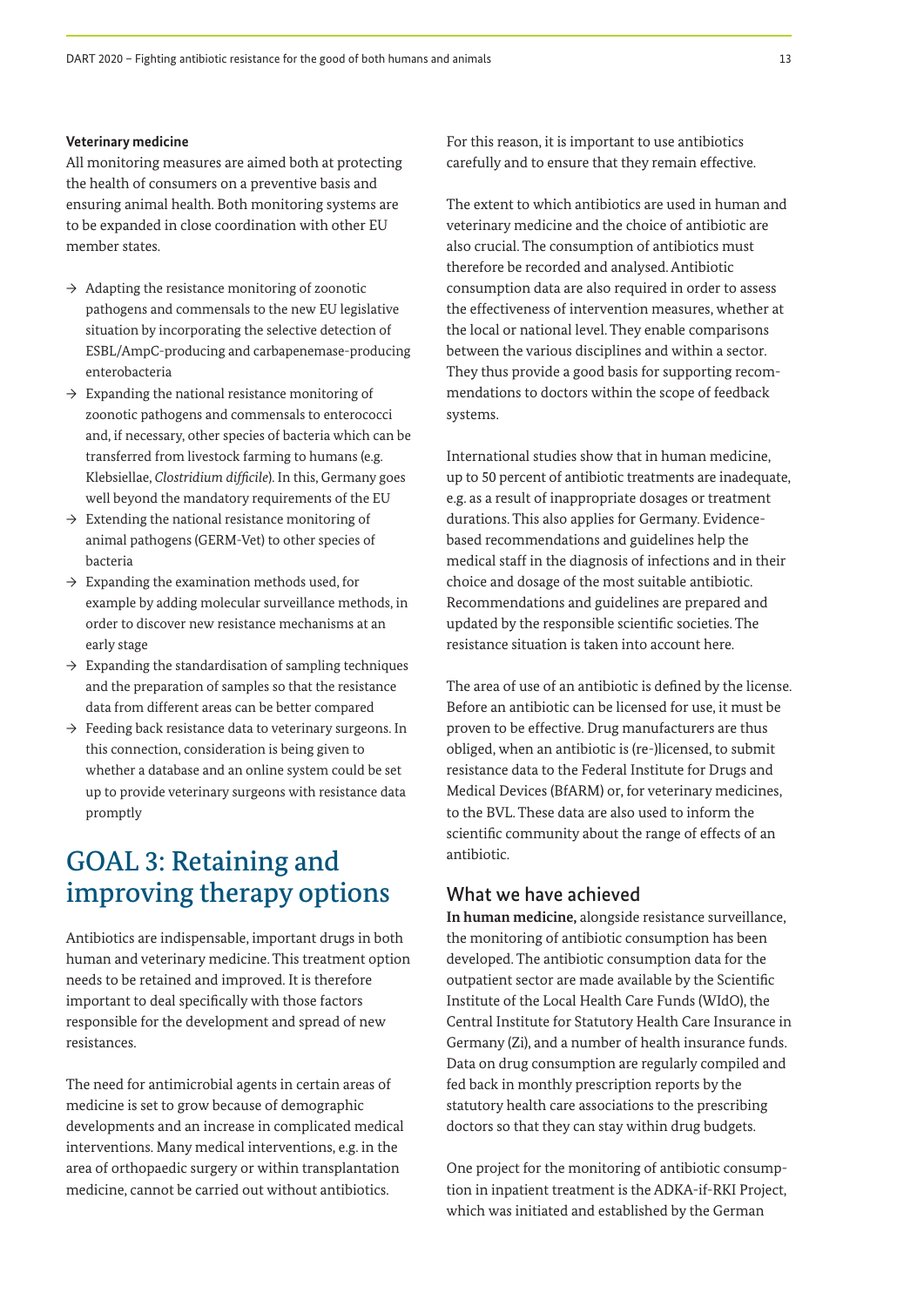**Veterinary medicine**

All monitoring measures are aimed both at protecting the health of consumers on a preventive basis and ensuring animal health. Both monitoring systems are to be expanded in close coordination with other EU member states.

- → Adapting the resistance monitoring of zoonotic pathogens and commensals to the new EU legislative situation by incorporating the selective detection of ESBL/AmpC-producing and carbapenemase-producing enterobacteria
- → Expanding the national resistance monitoring of zoonotic pathogens and commensals to enterococci and, if necessary, other species of bacteria which can be transferred from livestock farming to humans (e.g. Klebsiellae, *Clostridium difficile*). In this, Germany goes well beyond the mandatory requirements of the EU
- → Extending the national resistance monitoring of animal pathogens (GERM-Vet) to other species of bacteria
- → Expanding the examination methods used, for example by adding molecular surveillance methods, in order to discover new resistance mechanisms at an early stage
- → Expanding the standardisation of sampling techniques and the preparation of samples so that the resistance data from different areas can be better compared
- → Feeding back resistance data to veterinary surgeons. In this connection, consideration is being given to whether a database and an online system could be set up to provide veterinary surgeons with resistance data promptly

# GOAL 3: Retaining and improving therapy options

Antibiotics are indispensable, important drugs in both human and veterinary medicine. This treatment option needs to be retained and improved. It is therefore important to deal specifically with those factors responsible for the development and spread of new resistances.

The need for antimicrobial agents in certain areas of medicine is set to grow because of demographic developments and an increase in complicated medical interventions. Many medical interventions, e.g. in the area of orthopaedic surgery or within transplantation medicine, cannot be carried out without antibiotics. For this reason, it is important to use antibiotics carefully and to ensure that they remain effective.

The extent to which antibiotics are used in human and veterinary medicine and the choice of antibiotic are also crucial. The consumption of antibiotics must therefore be recorded and analysed. Antibiotic consumption data are also required in order to assess the effectiveness of intervention measures, whether at the local or national level. They enable comparisons between the various disciplines and within a sector. They thus provide a good basis for supporting recommendations to doctors within the scope of feedback systems.

International studies show that in human medicine, up to 50 percent of antibiotic treatments are inadequate, e.g. as a result of inappropriate dosages or treatment durations. This also applies for Germany. Evidence-based recommendations and guidelines help the medical staff in the diagnosis of infections and in their choice and dosage of the most suitable antibiotic. Recommendations and guidelines are prepared and updated by the responsible scientific societies. The resistance situation is taken into account here.

The area of use of an antibiotic is defined by the license. Before an antibiotic can be licensed for use, it must be proven to be effective. Drug manufacturers are thus obliged, when an antibiotic is (re-)licensed, to submit resistance data to the Federal Institute for Drugs and Medical Devices (BfARM) or, for veterinary medicines, to the BVL. These data are also used to inform the scientific community about the range of effects of an antibiotic.

## What we have achieved

**In human medicine,** alongside resistance surveillance, the monitoring of antibiotic consumption has been developed. The antibiotic consumption data for the outpatient sector are made available by the Scientific Institute of the Local Health Care Funds (WIdO), the Central Institute for Statutory Health Care Insurance in Germany (Zi), and a number of health insurance funds. Data on drug consumption are regularly compiled and fed back in monthly prescription reports by the statutory health care associations to the prescribing doctors so that they can stay within drug budgets.

One project for the monitoring of antibiotic consumption in inpatient treatment is the ADKA-if-RKI Project, which was initiated and established by the German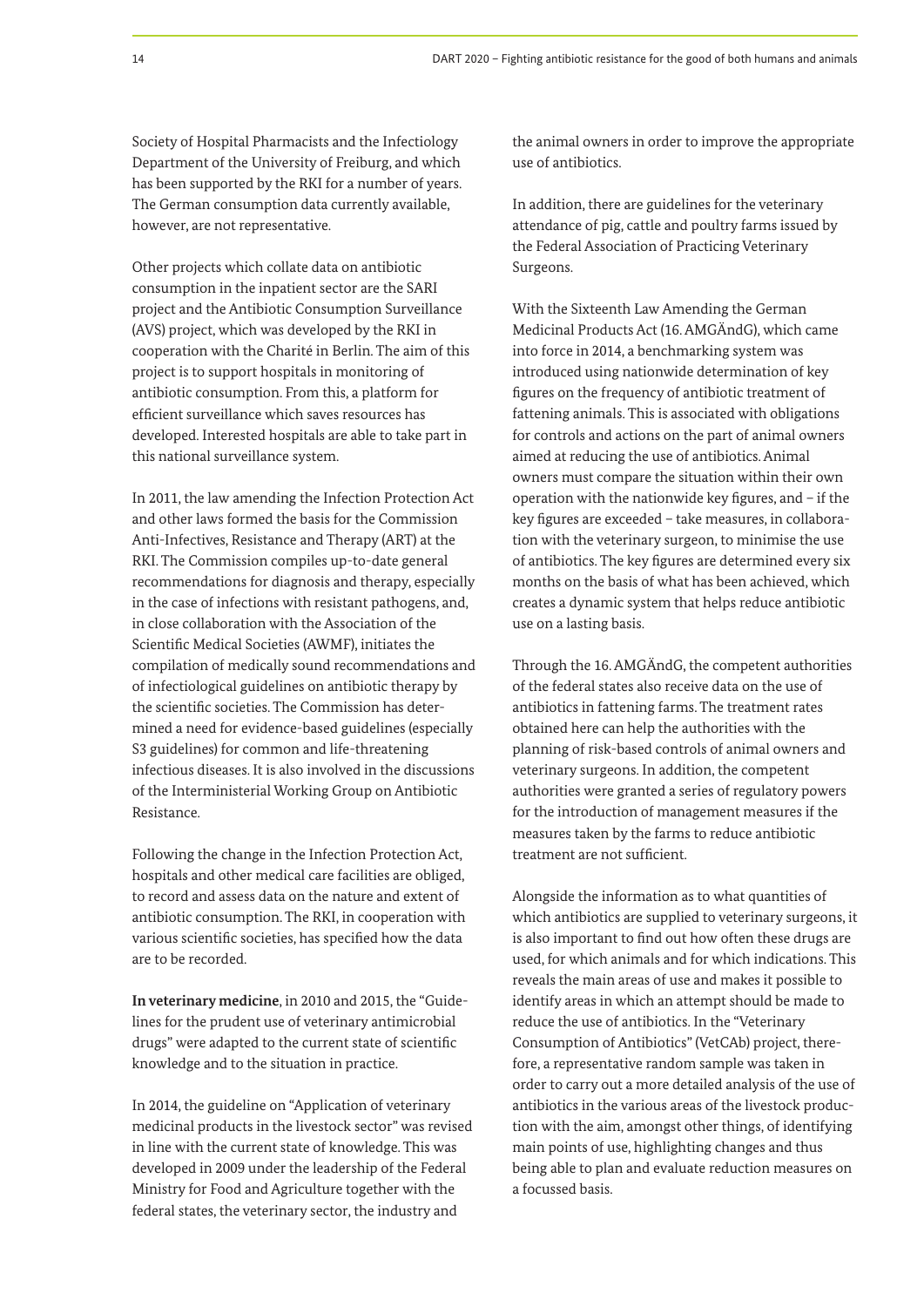Society of Hospital Pharmacists and the Infectiology Department of the University of Freiburg, and which has been supported by the RKI for a number of years. The German consumption data currently available, however, are not representative.

Other projects which collate data on antibiotic consumption in the inpatient sector are the SARI project and the Antibiotic Consumption Surveillance (AVS) project, which was developed by the RKI in cooperation with the Charité in Berlin. The aim of this project is to support hospitals in monitoring of antibiotic consumption. From this, a platform for efficient surveillance which saves resources has developed. Interested hospitals are able to take part in this national surveillance system.

In 2011, the law amending the Infection Protection Act and other laws formed the basis for the Commission Anti-Infectives, Resistance and Therapy (ART) at the RKI. The Commission compiles up-to-date general recommendations for diagnosis and therapy, especially in the case of infections with resistant pathogens, and, in close collaboration with the Association of the Scientific Medical Societies (AWMF), initiates the compilation of medically sound recommendations and of infectiological guidelines on antibiotic therapy by the scientific societies. The Commission has determined a need for evidence-based guidelines (especially S3 guidelines) for common and life-threatening infectious diseases. It is also involved in the discussions of the Interministerial Working Group on Antibiotic Resistance.

Following the change in the Infection Protection Act, hospitals and other medical care facilities are obliged, to record and assess data on the nature and extent of antibiotic consumption. The RKI, in cooperation with various scientific societies, has specified how the data are to be recorded.

**In veterinary medicine**, in 2010 and 2015, the "Guidelines for the prudent use of veterinary antimicrobial drugs" were adapted to the current state of scientific knowledge and to the situation in practice.

In 2014, the guideline on "Application of veterinary medicinal products in the livestock sector" was revised in line with the current state of knowledge. This was developed in 2009 under the leadership of the Federal Ministry for Food and Agriculture together with the federal states, the veterinary sector, the industry and the animal owners in order to improve the appropriate use of antibiotics.

In addition, there are guidelines for the veterinary attendance of pig, cattle and poultry farms issued by the Federal Association of Practicing Veterinary Surgeons.

With the Sixteenth Law Amending the German Medicinal Products Act (16. AMGÄndG), which came into force in 2014, a benchmarking system was introduced using nationwide determination of key figures on the frequency of antibiotic treatment of fattening animals. This is associated with obligations for controls and actions on the part of animal owners aimed at reducing the use of antibiotics. Animal owners must compare the situation within their own operation with the nationwide key figures, and – if the key figures are exceeded – take measures, in collaboration with the veterinary surgeon, to minimise the use of antibiotics. The key figures are determined every six months on the basis of what has been achieved, which creates a dynamic system that helps reduce antibiotic use on a lasting basis.

Through the 16. AMGÄndG, the competent authorities of the federal states also receive data on the use of antibiotics in fattening farms. The treatment rates obtained here can help the authorities with the planning of risk-based controls of animal owners and veterinary surgeons. In addition, the competent authorities were granted a series of regulatory powers for the introduction of management measures if the measures taken by the farms to reduce antibiotic treatment are not sufficient.

Alongside the information as to what quantities of which antibiotics are supplied to veterinary surgeons, it is also important to find out how often these drugs are used, for which animals and for which indications. This reveals the main areas of use and makes it possible to identify areas in which an attempt should be made to reduce the use of antibiotics. In the "Veterinary Consumption of Antibiotics" (VetCAb) project, therefore, a representative random sample was taken in order to carry out a more detailed analysis of the use of antibiotics in the various areas of the livestock production with the aim, amongst other things, of identifying main points of use, highlighting changes and thus being able to plan and evaluate reduction measures on a focussed basis.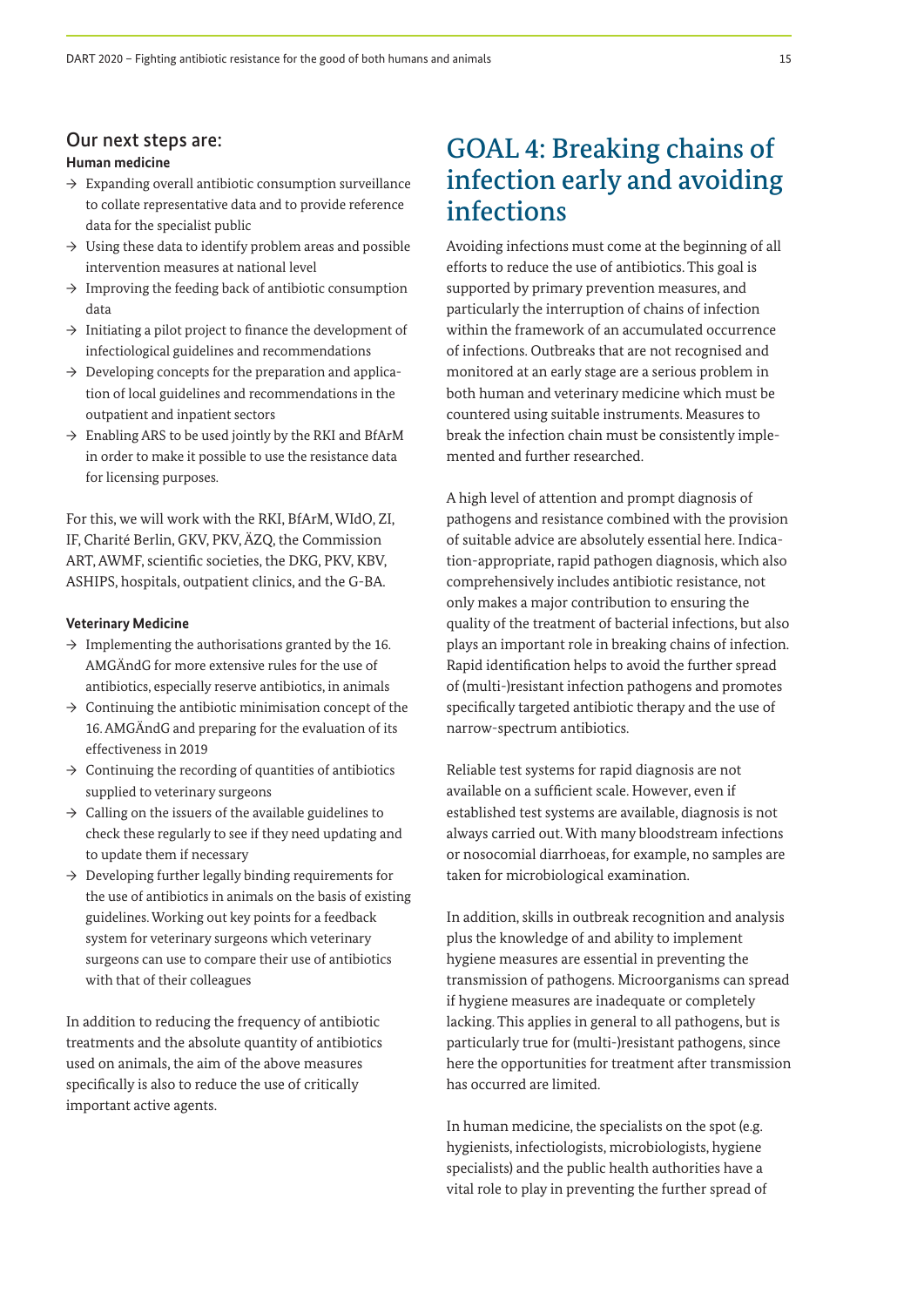## Our next steps are:

**Human medicine**

- → Expanding overall antibiotic consumption surveillance to collate representative data and to provide reference data for the specialist public
- → Using these data to identify problem areas and possible intervention measures at national level
- → Improving the feeding back of antibiotic consumption data
- → Initiating a pilot project to finance the development of infectiological guidelines and recommendations
- → Developing concepts for the preparation and application of local guidelines and recommendations in the outpatient and inpatient sectors
- → Enabling ARS to be used jointly by the RKI and BfArM in order to make it possible to use the resistance data for licensing purposes.

For this, we will work with the RKI, BfArM, WIdO, ZI, IF, Charité Berlin, GKV, PKV, ÄZQ, the Commission ART, AWMF, scientific societies, the DKG, PKV, KBV, ASHIPS, hospitals, outpatient clinics, and the G-BA.

**Veterinary Medicine**

- → Implementing the authorisations granted by the 16. AMGÄndG for more extensive rules for the use of antibiotics, especially reserve antibiotics, in animals
- → Continuing the antibiotic minimisation concept of the 16. AMGÄndG and preparing for the evaluation of its effectiveness in 2019
- → Continuing the recording of quantities of antibiotics supplied to veterinary surgeons
- → Calling on the issuers of the available guidelines to check these regularly to see if they need updating and to update them if necessary
- → Developing further legally binding requirements for the use of antibiotics in animals on the basis of existing guidelines. Working out key points for a feedback system for veterinary surgeons which veterinary surgeons can use to compare their use of antibiotics with that of their colleagues

In addition to reducing the frequency of antibiotic treatments and the absolute quantity of antibiotics used on animals, the aim of the above measures specifically is also to reduce the use of critically important active agents.

# GOAL 4: Breaking chains of infection early and avoiding infections

Avoiding infections must come at the beginning of all efforts to reduce the use of antibiotics. This goal is supported by primary prevention measures, and particularly the interruption of chains of infection within the framework of an accumulated occurrence of infections. Outbreaks that are not recognised and monitored at an early stage are a serious problem in both human and veterinary medicine which must be countered using suitable instruments. Measures to break the infection chain must be consistently implemented and further researched.

A high level of attention and prompt diagnosis of pathogens and resistance combined with the provision of suitable advice are absolutely essential here. Indication-appropriate, rapid pathogen diagnosis, which also comprehensively includes antibiotic resistance, not only makes a major contribution to ensuring the quality of the treatment of bacterial infections, but also plays an important role in breaking chains of infection. Rapid identification helps to avoid the further spread of (multi-)resistant infection pathogens and promotes specifically targeted antibiotic therapy and the use of narrow-spectrum antibiotics.

Reliable test systems for rapid diagnosis are not available on a sufficient scale. However, even if established test systems are available, diagnosis is not always carried out. With many bloodstream infections or nosocomial diarrhoeas, for example, no samples are taken for microbiological examination.

In addition, skills in outbreak recognition and analysis plus the knowledge of and ability to implement hygiene measures are essential in preventing the transmission of pathogens. Microorganisms can spread if hygiene measures are inadequate or completely lacking. This applies in general to all pathogens, but is particularly true for (multi-)resistant pathogens, since here the opportunities for treatment after transmission has occurred are limited.

In human medicine, the specialists on the spot (e.g. hygienists, infectiologists, microbiologists, hygiene specialists) and the public health authorities have a vital role to play in preventing the further spread of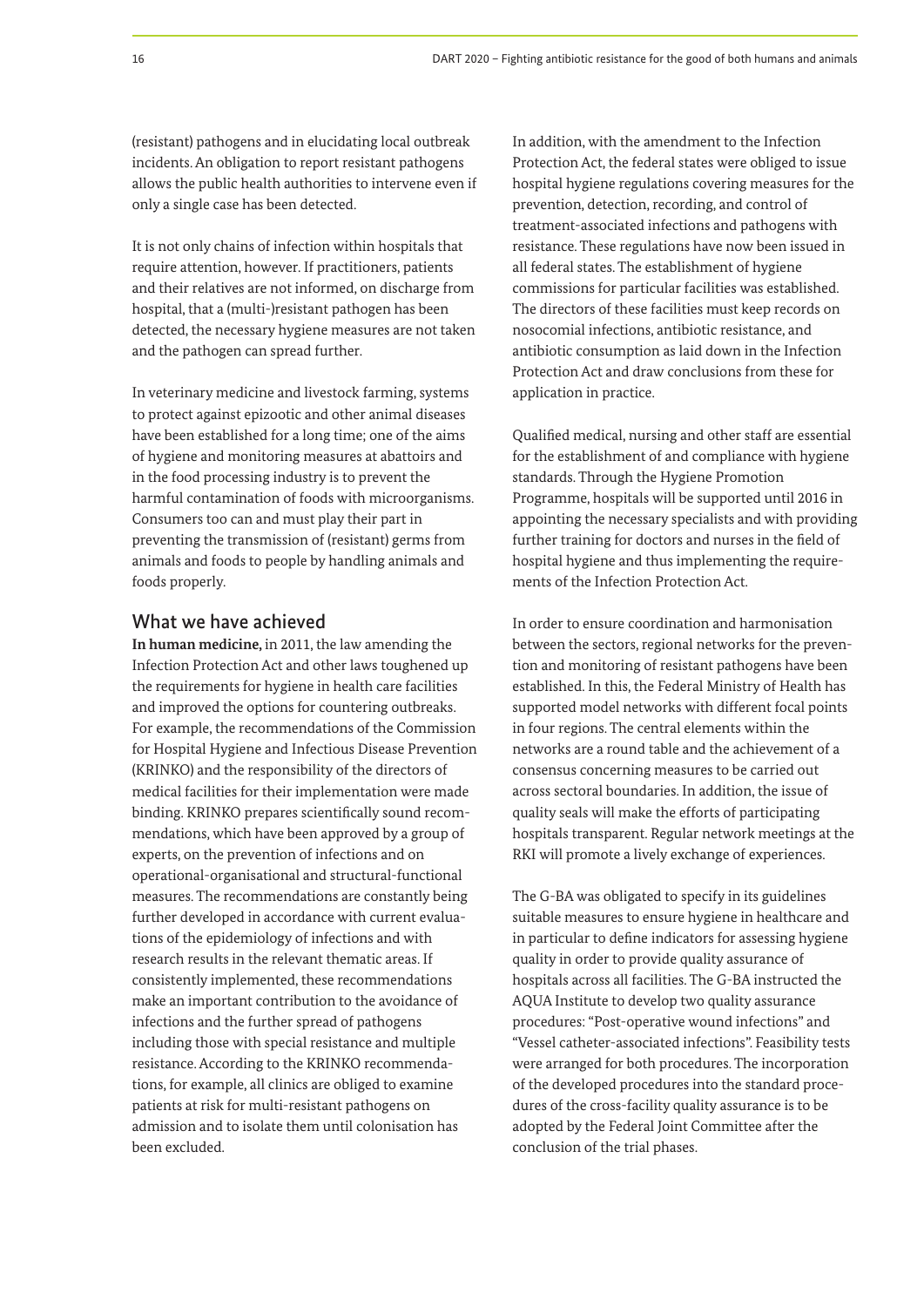(resistant) pathogens and in elucidating local outbreak incidents. An obligation to report resistant pathogens allows the public health authorities to intervene even if only a single case has been detected.

It is not only chains of infection within hospitals that require attention, however. If practitioners, patients and their relatives are not informed, on discharge from hospital, that a (multi-)resistant pathogen has been detected, the necessary hygiene measures are not taken and the pathogen can spread further.

In veterinary medicine and livestock farming, systems to protect against epizootic and other animal diseases have been established for a long time; one of the aims of hygiene and monitoring measures at abattoirs and in the food processing industry is to prevent the harmful contamination of foods with microorganisms. Consumers too can and must play their part in preventing the transmission of (resistant) germs from animals and foods to people by handling animals and foods properly.

## What we have achieved

**In human medicine,** in 2011, the law amending the Infection Protection Act and other laws toughened up the requirements for hygiene in health care facilities and improved the options for countering outbreaks. For example, the recommendations of the Commission for Hospital Hygiene and Infectious Disease Prevention (KRINKO) and the responsibility of the directors of medical facilities for their implementation were made binding. KRINKO prepares scientifically sound recommendations, which have been approved by a group of experts, on the prevention of infections and on operational-organisational and structural-functional measures. The recommendations are constantly being further developed in accordance with current evaluations of the epidemiology of infections and with research results in the relevant thematic areas. If consistently implemented, these recommendations make an important contribution to the avoidance of infections and the further spread of pathogens including those with special resistance and multiple resistance. According to the KRINKO recommendations, for example, all clinics are obliged to examine patients at risk for multi-resistant pathogens on admission and to isolate them until colonisation has been excluded.

In addition, with the amendment to the Infection Protection Act, the federal states were obliged to issue hospital hygiene regulations covering measures for the prevention, detection, recording, and control of treatment-associated infections and pathogens with resistance. These regulations have now been issued in all federal states. The establishment of hygiene commissions for particular facilities was established. The directors of these facilities must keep records on nosocomial infections, antibiotic resistance, and antibiotic consumption as laid down in the Infection Protection Act and draw conclusions from these for application in practice.

Qualified medical, nursing and other staff are essential for the establishment of and compliance with hygiene standards. Through the Hygiene Promotion Programme, hospitals will be supported until 2016 in appointing the necessary specialists and with providing further training for doctors and nurses in the field of hospital hygiene and thus implementing the requirements of the Infection Protection Act.

In order to ensure coordination and harmonisation between the sectors, regional networks for the prevention and monitoring of resistant pathogens have been established. In this, the Federal Ministry of Health has supported model networks with different focal points in four regions. The central elements within the networks are a round table and the achievement of a consensus concerning measures to be carried out across sectoral boundaries. In addition, the issue of quality seals will make the efforts of participating hospitals transparent. Regular network meetings at the RKI will promote a lively exchange of experiences.

The G-BA was obligated to specify in its guidelines suitable measures to ensure hygiene in healthcare and in particular to define indicators for assessing hygiene quality in order to provide quality assurance of hospitals across all facilities. The G-BA instructed the AQUA Institute to develop two quality assurance procedures: "Post-operative wound infections" and "Vessel catheter-associated infections". Feasibility tests were arranged for both procedures. The incorporation of the developed procedures into the standard procedures of the cross-facility quality assurance is to be adopted by the Federal Joint Committee after the conclusion of the trial phases.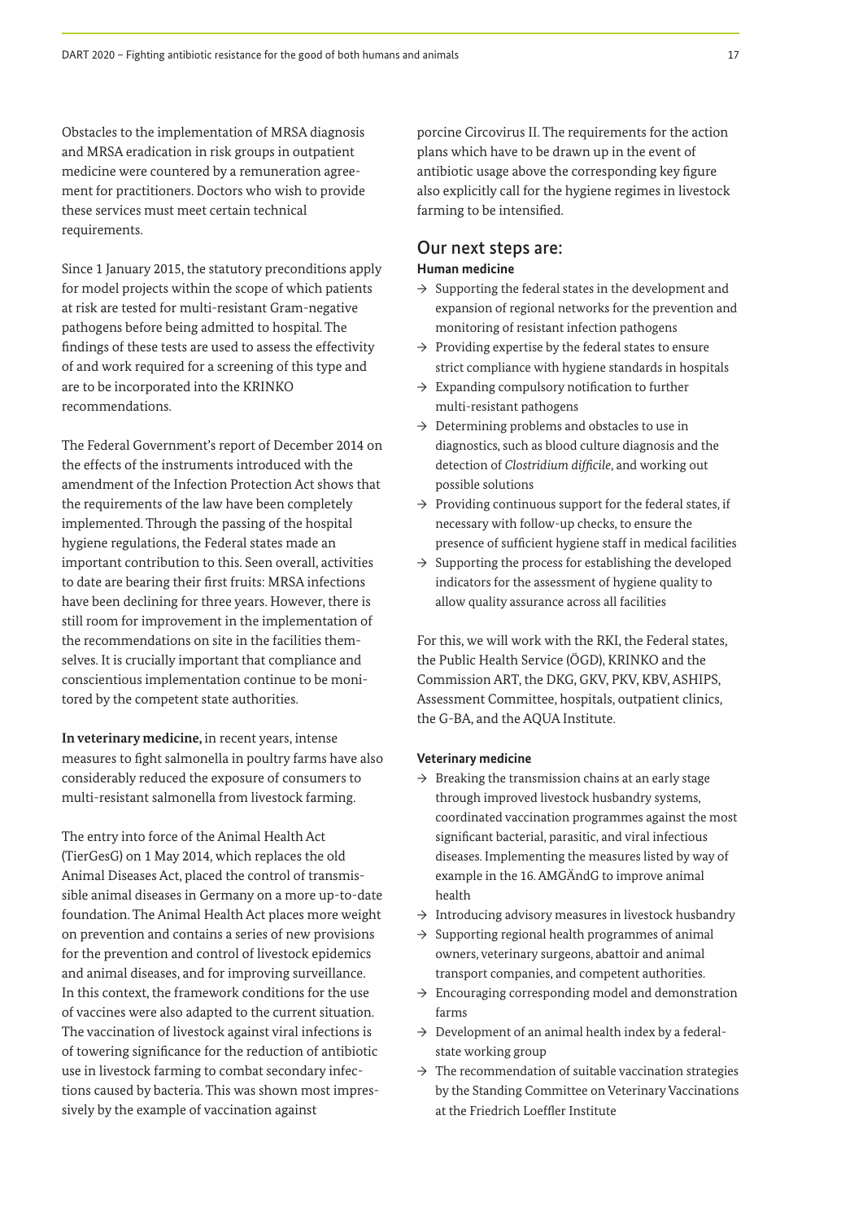Obstacles to the implementation of MRSA diagnosis and MRSA eradication in risk groups in outpatient medicine were countered by a remuneration agreement for practitioners. Doctors who wish to provide these services must meet certain technical requirements.

Since 1 January 2015, the statutory preconditions apply for model projects within the scope of which patients at risk are tested for multi-resistant Gram-negative pathogens before being admitted to hospital. The findings of these tests are used to assess the effectivity of and work required for a screening of this type and are to be incorporated into the KRINKO recommendations.

The Federal Government's report of December 2014 on the effects of the instruments introduced with the amendment of the Infection Protection Act shows that the requirements of the law have been completely implemented. Through the passing of the hospital hygiene regulations, the Federal states made an important contribution to this. Seen overall, activities to date are bearing their first fruits: MRSA infections have been declining for three years. However, there is still room for improvement in the implementation of the recommendations on site in the facilities themselves. It is crucially important that compliance and conscientious implementation continue to be monitored by the competent state authorities.

**In veterinary medicine,** in recent years, intense measures to fight salmonella in poultry farms have also considerably reduced the exposure of consumers to multi-resistant salmonella from livestock farming.

The entry into force of the Animal Health Act (TierGesG) on 1 May 2014, which replaces the old Animal Diseases Act, placed the control of transmissible animal diseases in Germany on a more up-to-date foundation. The Animal Health Act places more weight on prevention and contains a series of new provisions for the prevention and control of livestock epidemics and animal diseases, and for improving surveillance. In this context, the framework conditions for the use of vaccines were also adapted to the current situation. The vaccination of livestock against viral infections is of towering significance for the reduction of antibiotic use in livestock farming to combat secondary infections caused by bacteria. This was shown most impressively by the example of vaccination against porcine Circovirus II. The requirements for the action plans which have to be drawn up in the event of antibiotic usage above the corresponding key figure also explicitly call for the hygiene regimes in livestock farming to be intensified.

## Our next steps are:

**Human medicine**

- → Supporting the federal states in the development and expansion of regional networks for the prevention and monitoring of resistant infection pathogens
- → Providing expertise by the federal states to ensure strict compliance with hygiene standards in hospitals
- → Expanding compulsory notification to further multi-resistant pathogens
- → Determining problems and obstacles to use in diagnostics, such as blood culture diagnosis and the detection of *Clostridium difficile*, and working out possible solutions
- → Providing continuous support for the federal states, if necessary with follow-up checks, to ensure the presence of sufficient hygiene staff in medical facilities
- → Supporting the process for establishing the developed indicators for the assessment of hygiene quality to allow quality assurance across all facilities

For this, we will work with the RKI, the Federal states, the Public Health Service (ÖGD), KRINKO and the Commission ART, the DKG, GKV, PKV, KBV, ASHIPS, Assessment Committee, hospitals, outpatient clinics, the G-BA, and the AQUA Institute.

**Veterinary medicine**

- → Breaking the transmission chains at an early stage through improved livestock husbandry systems, coordinated vaccination programmes against the most significant bacterial, parasitic, and viral infectious diseases. Implementing the measures listed by way of example in the 16. AMGÄndG to improve animal health
- → Introducing advisory measures in livestock husbandry
- → Supporting regional health programmes of animal owners, veterinary surgeons, abattoir and animal transport companies, and competent authorities.
- → Encouraging corresponding model and demonstration farms
- → Development of an animal health index by a federal-state working group
- → The recommendation of suitable vaccination strategies by the Standing Committee on Veterinary Vaccinations at the Friedrich Loeffler Institute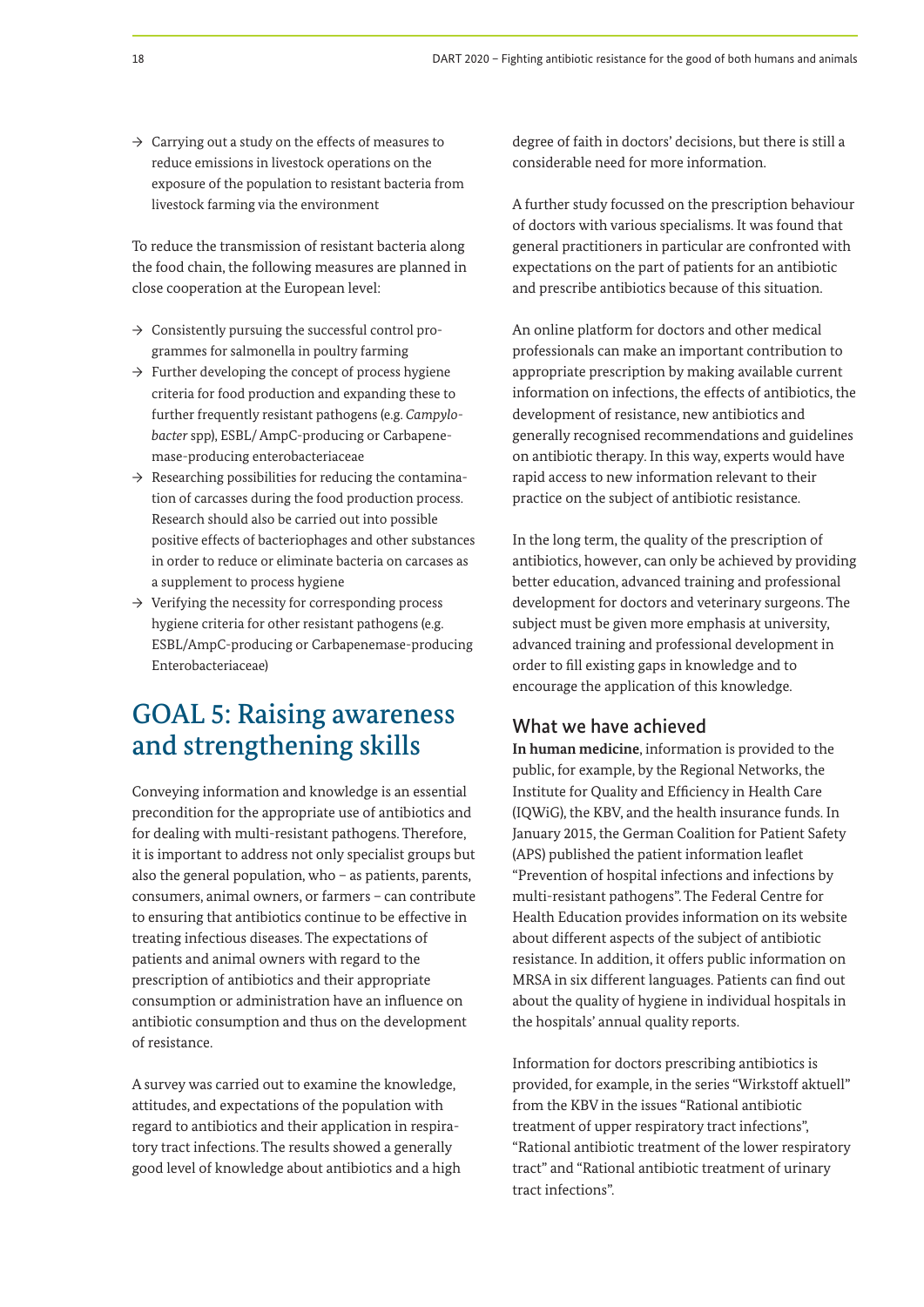- → Carrying out a study on the effects of measures to reduce emissions in livestock operations on the exposure of the population to resistant bacteria from livestock farming via the environment

To reduce the transmission of resistant bacteria along the food chain, the following measures are planned in close cooperation at the European level:

- → Consistently pursuing the successful control programmes for salmonella in poultry farming
- → Further developing the concept of process hygiene criteria for food production and expanding these to further frequently resistant pathogens (e.g. *Campylobacter* spp), ESBL/ AmpC-producing or Carbapenemase-producing enterobacteriaceae
- → Researching possibilities for reducing the contamination of carcasses during the food production process. Research should also be carried out into possible positive effects of bacteriophages and other substances in order to reduce or eliminate bacteria on carcases as a supplement to process hygiene
- → Verifying the necessity for corresponding process hygiene criteria for other resistant pathogens (e.g. ESBL/AmpC-producing or Carbapenemase-producing Enterobacteriaceae)

# GOAL 5: Raising awareness and strengthening skills

Conveying information and knowledge is an essential precondition for the appropriate use of antibiotics and for dealing with multi-resistant pathogens. Therefore, it is important to address not only specialist groups but also the general population, who – as patients, parents, consumers, animal owners, or farmers – can contribute to ensuring that antibiotics continue to be effective in treating infectious diseases. The expectations of patients and animal owners with regard to the prescription of antibiotics and their appropriate consumption or administration have an influence on antibiotic consumption and thus on the development of resistance.

A survey was carried out to examine the knowledge, attitudes, and expectations of the population with regard to antibiotics and their application in respiratory tract infections. The results showed a generally good level of knowledge about antibiotics and a high degree of faith in doctors' decisions, but there is still a considerable need for more information.

A further study focussed on the prescription behaviour of doctors with various specialisms. It was found that general practitioners in particular are confronted with expectations on the part of patients for an antibiotic and prescribe antibiotics because of this situation.

An online platform for doctors and other medical professionals can make an important contribution to appropriate prescription by making available current information on infections, the effects of antibiotics, the development of resistance, new antibiotics and generally recognised recommendations and guidelines on antibiotic therapy. In this way, experts would have rapid access to new information relevant to their practice on the subject of antibiotic resistance.

In the long term, the quality of the prescription of antibiotics, however, can only be achieved by providing better education, advanced training and professional development for doctors and veterinary surgeons. The subject must be given more emphasis at university, advanced training and professional development in order to fill existing gaps in knowledge and to encourage the application of this knowledge.

## What we have achieved

**In human medicine**, information is provided to the public, for example, by the Regional Networks, the Institute for Quality and Efficiency in Health Care (IQWiG), the KBV, and the health insurance funds. In January 2015, the German Coalition for Patient Safety (APS) published the patient information leaflet "Prevention of hospital infections and infections by multi-resistant pathogens". The Federal Centre for Health Education provides information on its website about different aspects of the subject of antibiotic resistance. In addition, it offers public information on MRSA in six different languages. Patients can find out about the quality of hygiene in individual hospitals in the hospitals' annual quality reports.

Information for doctors prescribing antibiotics is provided, for example, in the series "Wirkstoff aktuell" from the KBV in the issues "Rational antibiotic treatment of upper respiratory tract infections", "Rational antibiotic treatment of the lower respiratory tract" and "Rational antibiotic treatment of urinary tract infections".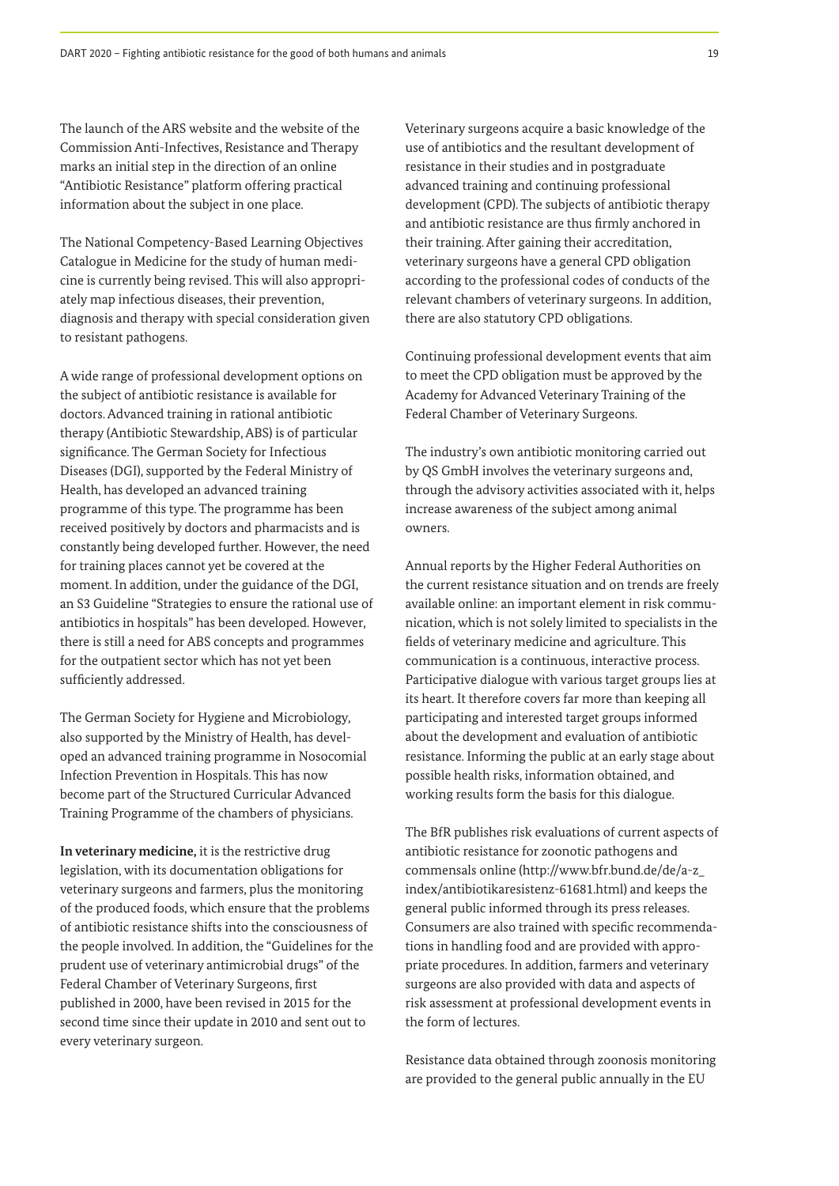The launch of the ARS website and the website of the Commission Anti-Infectives, Resistance and Therapy marks an initial step in the direction of an online "Antibiotic Resistance" platform offering practical information about the subject in one place.

The National Competency-Based Learning Objectives Catalogue in Medicine for the study of human medicine is currently being revised. This will also appropriately map infectious diseases, their prevention, diagnosis and therapy with special consideration given to resistant pathogens.

A wide range of professional development options on the subject of antibiotic resistance is available for doctors. Advanced training in rational antibiotic therapy (Antibiotic Stewardship, ABS) is of particular significance. The German Society for Infectious Diseases (DGI), supported by the Federal Ministry of Health, has developed an advanced training programme of this type. The programme has been received positively by doctors and pharmacists and is constantly being developed further. However, the need for training places cannot yet be covered at the moment. In addition, under the guidance of the DGI, an S3 Guideline "Strategies to ensure the rational use of antibiotics in hospitals" has been developed. However, there is still a need for ABS concepts and programmes for the outpatient sector which has not yet been sufficiently addressed.

The German Society for Hygiene and Microbiology, also supported by the Ministry of Health, has developed an advanced training programme in Nosocomial Infection Prevention in Hospitals. This has now become part of the Structured Curricular Advanced Training Programme of the chambers of physicians.

**In veterinary medicine,** it is the restrictive drug legislation, with its documentation obligations for veterinary surgeons and farmers, plus the monitoring of the produced foods, which ensure that the problems of antibiotic resistance shifts into the consciousness of the people involved. In addition, the "Guidelines for the prudent use of veterinary antimicrobial drugs" of the Federal Chamber of Veterinary Surgeons, first published in 2000, have been revised in 2015 for the second time since their update in 2010 and sent out to every veterinary surgeon.

Veterinary surgeons acquire a basic knowledge of the use of antibiotics and the resultant development of resistance in their studies and in postgraduate advanced training and continuing professional development (CPD). The subjects of antibiotic therapy and antibiotic resistance are thus firmly anchored in their training. After gaining their accreditation, veterinary surgeons have a general CPD obligation according to the professional codes of conducts of the relevant chambers of veterinary surgeons. In addition, there are also statutory CPD obligations.

Continuing professional development events that aim to meet the CPD obligation must be approved by the Academy for Advanced Veterinary Training of the Federal Chamber of Veterinary Surgeons.

The industry's own antibiotic monitoring carried out by QS GmbH involves the veterinary surgeons and, through the advisory activities associated with it, helps increase awareness of the subject among animal owners.

Annual reports by the Higher Federal Authorities on the current resistance situation and on trends are freely available online: an important element in risk communication, which is not solely limited to specialists in the fields of veterinary medicine and agriculture. This communication is a continuous, interactive process. Participative dialogue with various target groups lies at its heart. It therefore covers far more than keeping all participating and interested target groups informed about the development and evaluation of antibiotic resistance. Informing the public at an early stage about possible health risks, information obtained, and working results form the basis for this dialogue.

The BfR publishes risk evaluations of current aspects of antibiotic resistance for zoonotic pathogens and commensals online (http://www.bfr.bund.de/de/a-z_index/antibiotikaresistenz-61681.html) and keeps the general public informed through its press releases. Consumers are also trained with specific recommendations in handling food and are provided with appropriate procedures. In addition, farmers and veterinary surgeons are also provided with data and aspects of risk assessment at professional development events in the form of lectures.

Resistance data obtained through zoonosis monitoring are provided to the general public annually in the EU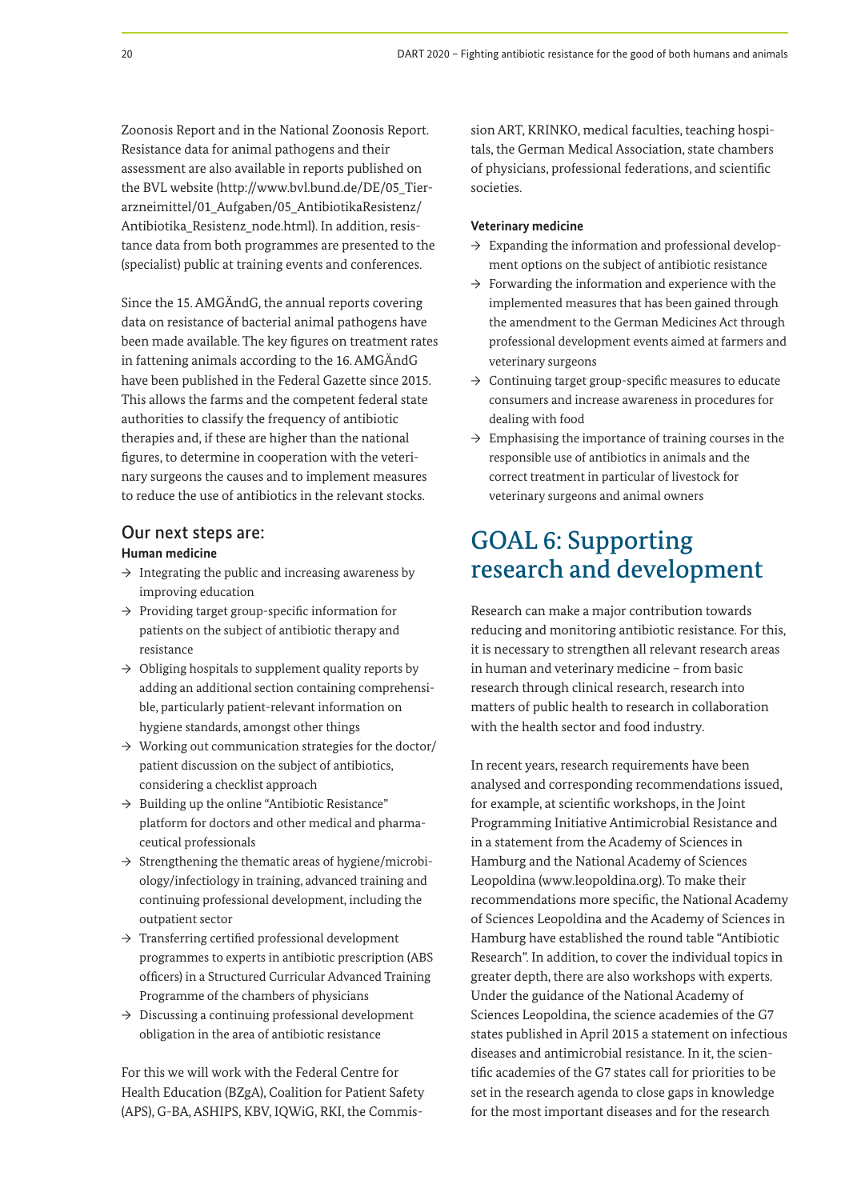Zoonosis Report and in the National Zoonosis Report. Resistance data for animal pathogens and their assessment are also available in reports published on the BVL website (http://www.bvl.bund.de/DE/05_Tierarzneimittel/01_Aufgaben/05_AntibiotikaResistenz/Antibiotika_Resistenz_node.html). In addition, resistance data from both programmes are presented to the (specialist) public at training events and conferences.

Since the 15. AMGÄndG, the annual reports covering data on resistance of bacterial animal pathogens have been made available. The key figures on treatment rates in fattening animals according to the 16. AMGÄndG have been published in the Federal Gazette since 2015. This allows the farms and the competent federal state authorities to classify the frequency of antibiotic therapies and, if these are higher than the national figures, to determine in cooperation with the veterinary surgeons the causes and to implement measures to reduce the use of antibiotics in the relevant stocks.

## Our next steps are:

**Human medicine**

- → Integrating the public and increasing awareness by improving education
- → Providing target group-specific information for patients on the subject of antibiotic therapy and resistance
- → Obliging hospitals to supplement quality reports by adding an additional section containing comprehensible, particularly patient-relevant information on hygiene standards, amongst other things
- → Working out communication strategies for the doctor/patient discussion on the subject of antibiotics, considering a checklist approach
- → Building up the online "Antibiotic Resistance" platform for doctors and other medical and pharmaceutical professionals
- → Strengthening the thematic areas of hygiene/microbiology/infectiology in training, advanced training and continuing professional development, including the outpatient sector
- → Transferring certified professional development programmes to experts in antibiotic prescription (ABS officers) in a Structured Curricular Advanced Training Programme of the chambers of physicians
- → Discussing a continuing professional development obligation in the area of antibiotic resistance

For this we will work with the Federal Centre for Health Education (BZgA), Coalition for Patient Safety (APS), G-BA, ASHIPS, KBV, IQWiG, RKI, the Commission ART, KRINKO, medical faculties, teaching hospitals, the German Medical Association, state chambers of physicians, professional federations, and scientific societies.

**Veterinary medicine**

- → Expanding the information and professional development options on the subject of antibiotic resistance
- → Forwarding the information and experience with the implemented measures that has been gained through the amendment to the German Medicines Act through professional development events aimed at farmers and veterinary surgeons
- → Continuing target group-specific measures to educate consumers and increase awareness in procedures for dealing with food
- → Emphasising the importance of training courses in the responsible use of antibiotics in animals and the correct treatment in particular of livestock for veterinary surgeons and animal owners

# GOAL 6: Supporting research and development

Research can make a major contribution towards reducing and monitoring antibiotic resistance. For this, it is necessary to strengthen all relevant research areas in human and veterinary medicine – from basic research through clinical research, research into matters of public health to research in collaboration with the health sector and food industry.

In recent years, research requirements have been analysed and corresponding recommendations issued, for example, at scientific workshops, in the Joint Programming Initiative Antimicrobial Resistance and in a statement from the Academy of Sciences in Hamburg and the National Academy of Sciences Leopoldina (www.leopoldina.org). To make their recommendations more specific, the National Academy of Sciences Leopoldina and the Academy of Sciences in Hamburg have established the round table "Antibiotic Research". In addition, to cover the individual topics in greater depth, there are also workshops with experts. Under the guidance of the National Academy of Sciences Leopoldina, the science academies of the G7 states published in April 2015 a statement on infectious diseases and antimicrobial resistance. In it, the scientific academies of the G7 states call for priorities to be set in the research agenda to close gaps in knowledge for the most important diseases and for the research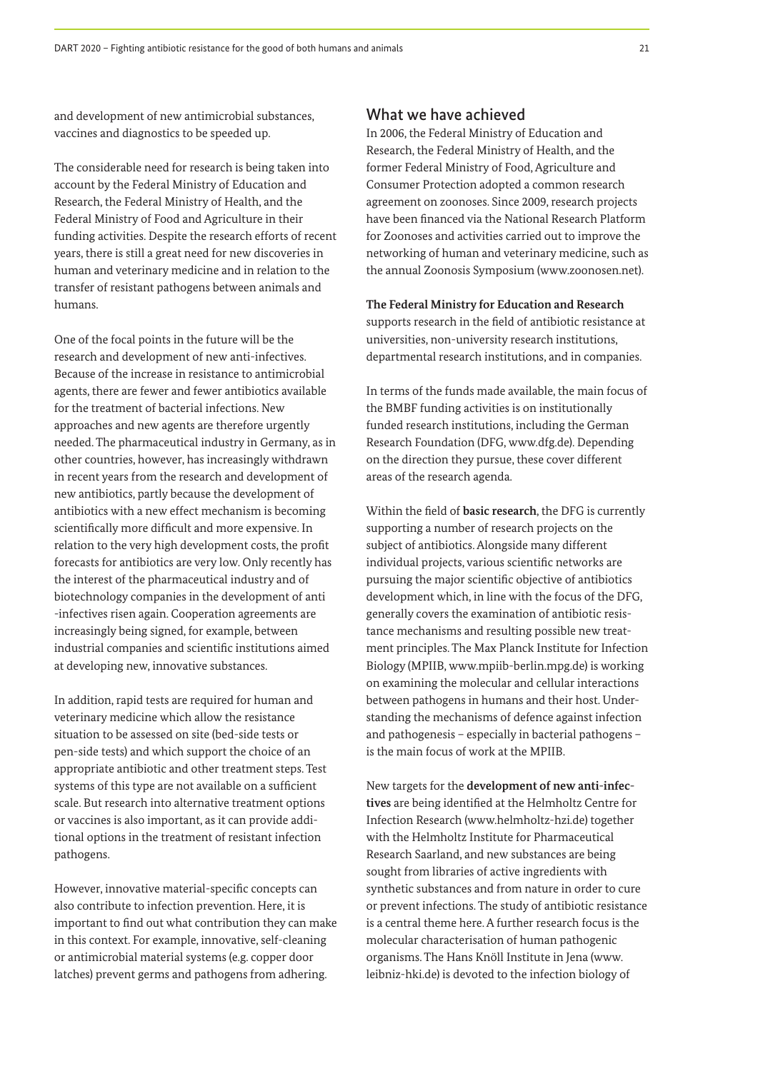and development of new antimicrobial substances, vaccines and diagnostics to be speeded up.

The considerable need for research is being taken into account by the Federal Ministry of Education and Research, the Federal Ministry of Health, and the Federal Ministry of Food and Agriculture in their funding activities. Despite the research efforts of recent years, there is still a great need for new discoveries in human and veterinary medicine and in relation to the transfer of resistant pathogens between animals and humans.

One of the focal points in the future will be the research and development of new anti-infectives. Because of the increase in resistance to antimicrobial agents, there are fewer and fewer antibiotics available for the treatment of bacterial infections. New approaches and new agents are therefore urgently needed. The pharmaceutical industry in Germany, as in other countries, however, has increasingly withdrawn in recent years from the research and development of new antibiotics, partly because the development of antibiotics with a new effect mechanism is becoming scientifically more difficult and more expensive. In relation to the very high development costs, the profit forecasts for antibiotics are very low. Only recently has the interest of the pharmaceutical industry and of biotechnology companies in the development of anti -infectives risen again. Cooperation agreements are increasingly being signed, for example, between industrial companies and scientific institutions aimed at developing new, innovative substances.

In addition, rapid tests are required for human and veterinary medicine which allow the resistance situation to be assessed on site (bed-side tests or pen-side tests) and which support the choice of an appropriate antibiotic and other treatment steps. Test systems of this type are not available on a sufficient scale. But research into alternative treatment options or vaccines is also important, as it can provide additional options in the treatment of resistant infection pathogens.

However, innovative material-specific concepts can also contribute to infection prevention. Here, it is important to find out what contribution they can make in this context. For example, innovative, self-cleaning or antimicrobial material systems (e.g. copper door latches) prevent germs and pathogens from adhering.

## What we have achieved

In 2006, the Federal Ministry of Education and Research, the Federal Ministry of Health, and the former Federal Ministry of Food, Agriculture and Consumer Protection adopted a common research agreement on zoonoses. Since 2009, research projects have been financed via the National Research Platform for Zoonoses and activities carried out to improve the networking of human and veterinary medicine, such as the annual Zoonosis Symposium (www.zoonosen.net).

**The Federal Ministry for Education and Research** supports research in the field of antibiotic resistance at universities, non-university research institutions, departmental research institutions, and in companies.

In terms of the funds made available, the main focus of the BMBF funding activities is on institutionally funded research institutions, including the German Research Foundation (DFG, www.dfg.de). Depending on the direction they pursue, these cover different areas of the research agenda.

Within the field of **basic research**, the DFG is currently supporting a number of research projects on the subject of antibiotics. Alongside many different individual projects, various scientific networks are pursuing the major scientific objective of antibiotics development which, in line with the focus of the DFG, generally covers the examination of antibiotic resistance mechanisms and resulting possible new treatment principles. The Max Planck Institute for Infection Biology (MPIIB, www.mpiib-berlin.mpg.de) is working on examining the molecular and cellular interactions between pathogens in humans and their host. Understanding the mechanisms of defence against infection and pathogenesis – especially in bacterial pathogens – is the main focus of work at the MPIIB.

New targets for the **development of new anti-infectives** are being identified at the Helmholtz Centre for Infection Research (www.helmholtz-hzi.de) together with the Helmholtz Institute for Pharmaceutical Research Saarland, and new substances are being sought from libraries of active ingredients with synthetic substances and from nature in order to cure or prevent infections. The study of antibiotic resistance is a central theme here. A further research focus is the molecular characterisation of human pathogenic organisms. The Hans Knöll Institute in Jena (www.leibniz-hki.de) is devoted to the infection biology of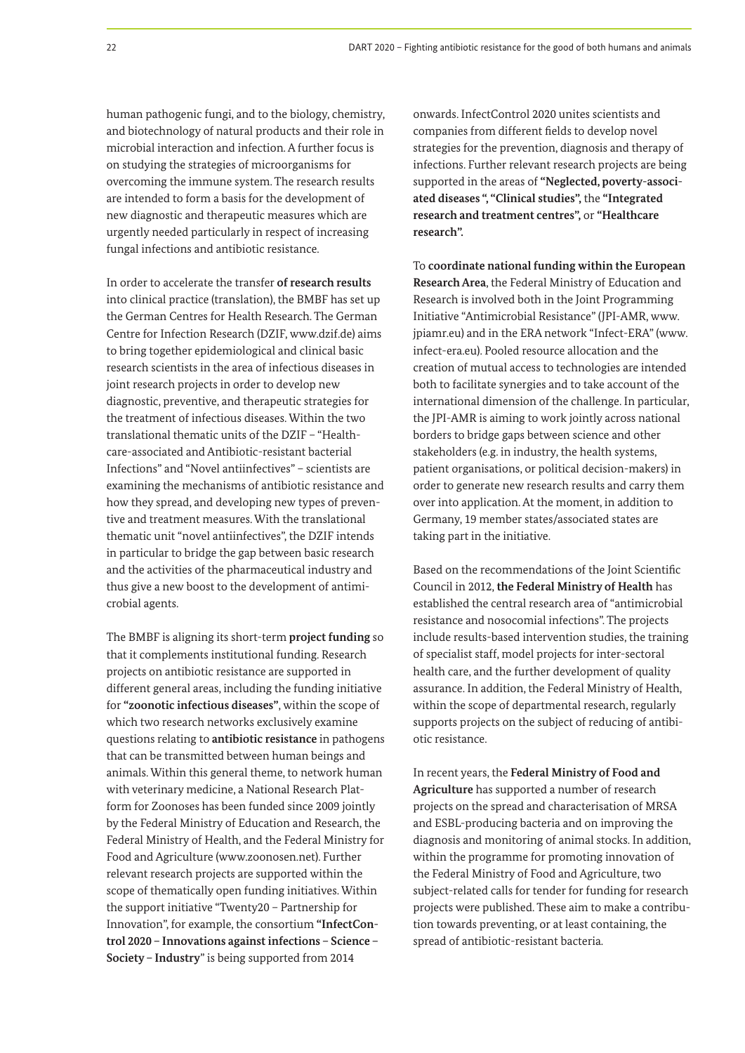human pathogenic fungi, and to the biology, chemistry, and biotechnology of natural products and their role in microbial interaction and infection. A further focus is on studying the strategies of microorganisms for overcoming the immune system. The research results are intended to form a basis for the development of new diagnostic and therapeutic measures which are urgently needed particularly in respect of increasing fungal infections and antibiotic resistance.

In order to accelerate the transfer **of research results** into clinical practice (translation), the BMBF has set up the German Centres for Health Research. The German Centre for Infection Research (DZIF, www.dzif.de) aims to bring together epidemiological and clinical basic research scientists in the area of infectious diseases in joint research projects in order to develop new diagnostic, preventive, and therapeutic strategies for the treatment of infectious diseases. Within the two translational thematic units of the DZIF – "Healthcare-associated and Antibiotic-resistant bacterial Infections" and "Novel antiinfectives" – scientists are examining the mechanisms of antibiotic resistance and how they spread, and developing new types of preventive and treatment measures. With the translational thematic unit "novel antiinfectives", the DZIF intends in particular to bridge the gap between basic research and the activities of the pharmaceutical industry and thus give a new boost to the development of antimicrobial agents.

The BMBF is aligning its short-term **project funding** so that it complements institutional funding. Research projects on antibiotic resistance are supported in different general areas, including the funding initiative for **"zoonotic infectious diseases"**, within the scope of which two research networks exclusively examine questions relating to **antibiotic resistance** in pathogens that can be transmitted between human beings and animals. Within this general theme, to network human with veterinary medicine, a National Research Platform for Zoonoses has been funded since 2009 jointly by the Federal Ministry of Education and Research, the Federal Ministry of Health, and the Federal Ministry for Food and Agriculture (www.zoonosen.net). Further relevant research projects are supported within the scope of thematically open funding initiatives. Within the support initiative "Twenty20 – Partnership for Innovation", for example, the consortium **"InfectControl 2020 – Innovations against infections – Science – Society – Industry"** is being supported from 2014 onwards. InfectControl 2020 unites scientists and companies from different fields to develop novel strategies for the prevention, diagnosis and therapy of infections. Further relevant research projects are being supported in the areas of **"Neglected, poverty-associated diseases ", "Clinical studies",** the **"Integrated research and treatment centres",** or **"Healthcare research".**

To **coordinate national funding within the European Research Area**, the Federal Ministry of Education and Research is involved both in the Joint Programming Initiative "Antimicrobial Resistance" (JPI-AMR, www.jpiamr.eu) and in the ERA network "Infect-ERA" (www.infect-era.eu). Pooled resource allocation and the creation of mutual access to technologies are intended both to facilitate synergies and to take account of the international dimension of the challenge. In particular, the JPI-AMR is aiming to work jointly across national borders to bridge gaps between science and other stakeholders (e.g. in industry, the health systems, patient organisations, or political decision-makers) in order to generate new research results and carry them over into application. At the moment, in addition to Germany, 19 member states/associated states are taking part in the initiative.

Based on the recommendations of the Joint Scientific Council in 2012, **the Federal Ministry of Health** has established the central research area of "antimicrobial resistance and nosocomial infections". The projects include results-based intervention studies, the training of specialist staff, model projects for inter-sectoral health care, and the further development of quality assurance. In addition, the Federal Ministry of Health, within the scope of departmental research, regularly supports projects on the subject of reducing of antibiotic resistance.

In recent years, the **Federal Ministry of Food and Agriculture** has supported a number of research projects on the spread and characterisation of MRSA and ESBL-producing bacteria and on improving the diagnosis and monitoring of animal stocks. In addition, within the programme for promoting innovation of the Federal Ministry of Food and Agriculture, two subject-related calls for tender for funding for research projects were published. These aim to make a contribution towards preventing, or at least containing, the spread of antibiotic-resistant bacteria.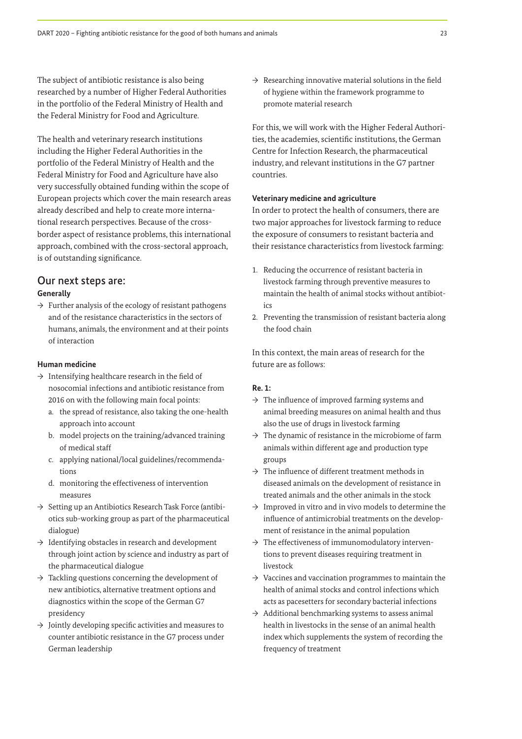The subject of antibiotic resistance is also being researched by a number of Higher Federal Authorities in the portfolio of the Federal Ministry of Health and the Federal Ministry for Food and Agriculture.

The health and veterinary research institutions including the Higher Federal Authorities in the portfolio of the Federal Ministry of Health and the Federal Ministry for Food and Agriculture have also very successfully obtained funding within the scope of European projects which cover the main research areas already described and help to create more international research perspectives. Because of the cross-border aspect of resistance problems, this international approach, combined with the cross-sectoral approach, is of outstanding significance.

## Our next steps are:

**Generally**

- → Further analysis of the ecology of resistant pathogens and of the resistance characteristics in the sectors of humans, animals, the environment and at their points of interaction

**Human medicine**

- → Intensifying healthcare research in the field of nosocomial infections and antibiotic resistance from 2016 on with the following main focal points:
  - a. the spread of resistance, also taking the one-health approach into account
  - b. model projects on the training/advanced training of medical staff
  - c. applying national/local guidelines/recommendations
  - d. monitoring the effectiveness of intervention measures
- → Setting up an Antibiotics Research Task Force (antibiotics sub-working group as part of the pharmaceutical dialogue)
- → Identifying obstacles in research and development through joint action by science and industry as part of the pharmaceutical dialogue
- → Tackling questions concerning the development of new antibiotics, alternative treatment options and diagnostics within the scope of the German G7 presidency
- → Jointly developing specific activities and measures to counter antibiotic resistance in the G7 process under German leadership
- → Researching innovative material solutions in the field of hygiene within the framework programme to promote material research

For this, we will work with the Higher Federal Authorities, the academies, scientific institutions, the German Centre for Infection Research, the pharmaceutical industry, and relevant institutions in the G7 partner countries.

**Veterinary medicine and agriculture**

In order to protect the health of consumers, there are two major approaches for livestock farming to reduce the exposure of consumers to resistant bacteria and their resistance characteristics from livestock farming:

1. Reducing the occurrence of resistant bacteria in livestock farming through preventive measures to maintain the health of animal stocks without antibiotics
2. Preventing the transmission of resistant bacteria along the food chain

In this context, the main areas of research for the future are as follows:

**Re. 1:**

- → The influence of improved farming systems and animal breeding measures on animal health and thus also the use of drugs in livestock farming
- → The dynamic of resistance in the microbiome of farm animals within different age and production type groups
- → The influence of different treatment methods in diseased animals on the development of resistance in treated animals and the other animals in the stock
- → Improved in vitro and in vivo models to determine the influence of antimicrobial treatments on the development of resistance in the animal population
- → The effectiveness of immunomodulatory interventions to prevent diseases requiring treatment in livestock
- → Vaccines and vaccination programmes to maintain the health of animal stocks and control infections which acts as pacesetters for secondary bacterial infections
- → Additional benchmarking systems to assess animal health in livestocks in the sense of an animal health index which supplements the system of recording the frequency of treatment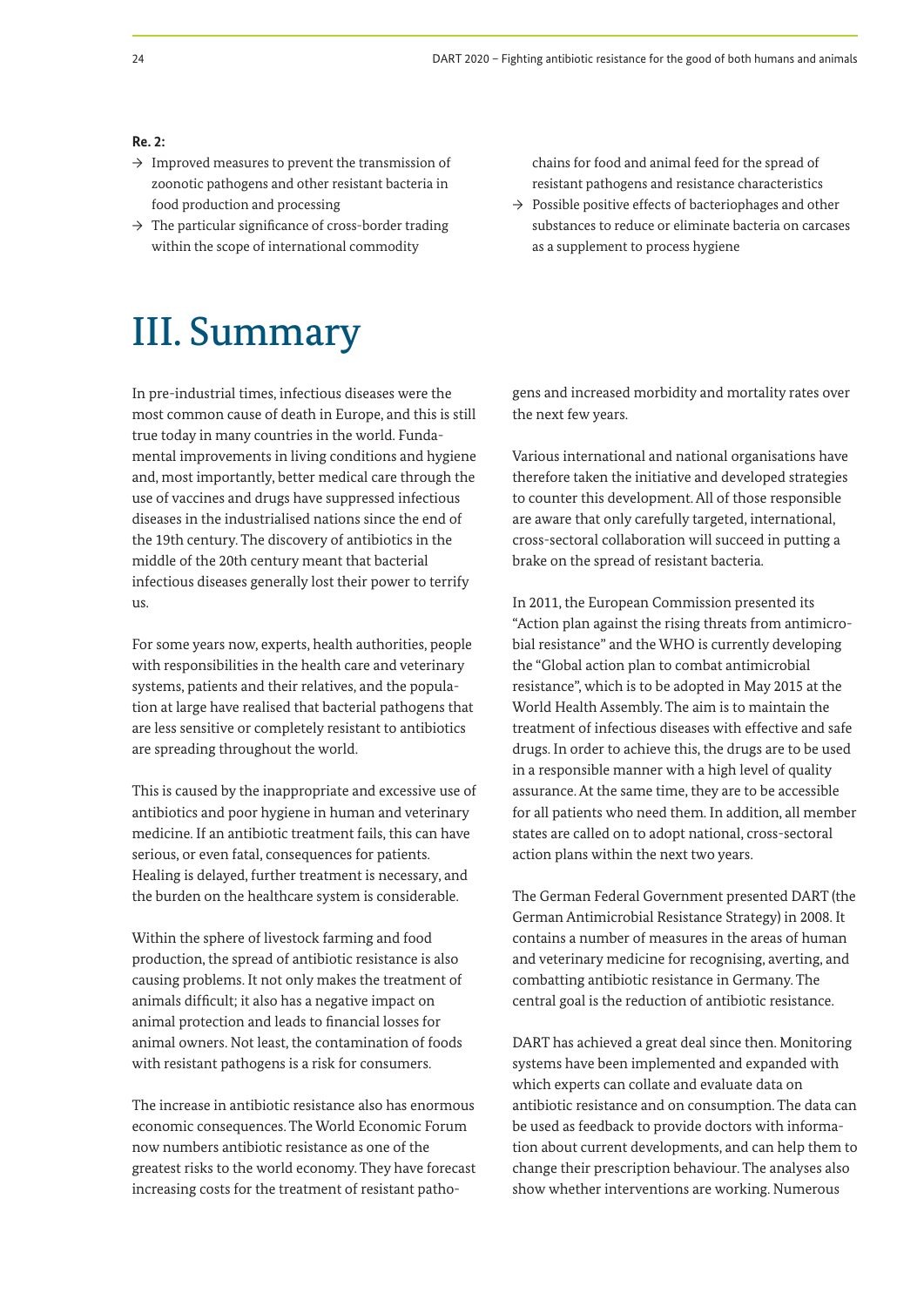**Re. 2:**

- → Improved measures to prevent the transmission of zoonotic pathogens and other resistant bacteria in food production and processing
- → The particular significance of cross-border trading within the scope of international commodity chains for food and animal feed for the spread of resistant pathogens and resistance characteristics
- → Possible positive effects of bacteriophages and other substances to reduce or eliminate bacteria on carcases as a supplement to process hygiene

# III. Summary

In pre-industrial times, infectious diseases were the most common cause of death in Europe, and this is still true today in many countries in the world. Fundamental improvements in living conditions and hygiene and, most importantly, better medical care through the use of vaccines and drugs have suppressed infectious diseases in the industrialised nations since the end of the 19th century. The discovery of antibiotics in the middle of the 20th century meant that bacterial infectious diseases generally lost their power to terrify us.

For some years now, experts, health authorities, people with responsibilities in the health care and veterinary systems, patients and their relatives, and the population at large have realised that bacterial pathogens that are less sensitive or completely resistant to antibiotics are spreading throughout the world.

This is caused by the inappropriate and excessive use of antibiotics and poor hygiene in human and veterinary medicine. If an antibiotic treatment fails, this can have serious, or even fatal, consequences for patients. Healing is delayed, further treatment is necessary, and the burden on the healthcare system is considerable.

Within the sphere of livestock farming and food production, the spread of antibiotic resistance is also causing problems. It not only makes the treatment of animals difficult; it also has a negative impact on animal protection and leads to financial losses for animal owners. Not least, the contamination of foods with resistant pathogens is a risk for consumers.

The increase in antibiotic resistance also has enormous economic consequences. The World Economic Forum now numbers antibiotic resistance as one of the greatest risks to the world economy. They have forecast increasing costs for the treatment of resistant pathogens and increased morbidity and mortality rates over the next few years.

Various international and national organisations have therefore taken the initiative and developed strategies to counter this development. All of those responsible are aware that only carefully targeted, international, cross-sectoral collaboration will succeed in putting a brake on the spread of resistant bacteria.

In 2011, the European Commission presented its "Action plan against the rising threats from antimicrobial resistance" and the WHO is currently developing the "Global action plan to combat antimicrobial resistance", which is to be adopted in May 2015 at the World Health Assembly. The aim is to maintain the treatment of infectious diseases with effective and safe drugs. In order to achieve this, the drugs are to be used in a responsible manner with a high level of quality assurance. At the same time, they are to be accessible for all patients who need them. In addition, all member states are called on to adopt national, cross-sectoral action plans within the next two years.

The German Federal Government presented DART (the German Antimicrobial Resistance Strategy) in 2008. It contains a number of measures in the areas of human and veterinary medicine for recognising, averting, and combatting antibiotic resistance in Germany. The central goal is the reduction of antibiotic resistance.

DART has achieved a great deal since then. Monitoring systems have been implemented and expanded with which experts can collate and evaluate data on antibiotic resistance and on consumption. The data can be used as feedback to provide doctors with information about current developments, and can help them to change their prescription behaviour. The analyses also show whether interventions are working. Numerous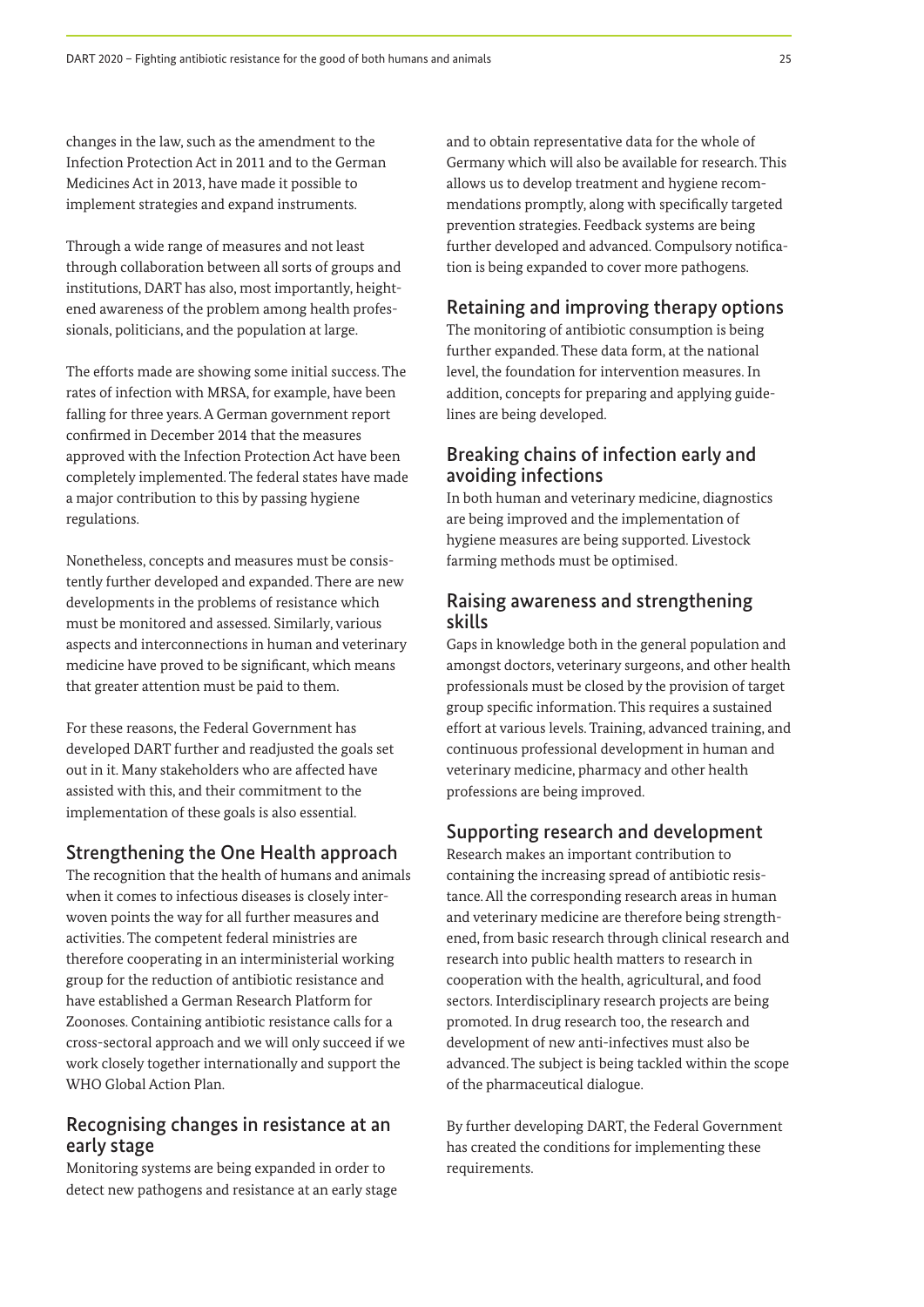changes in the law, such as the amendment to the Infection Protection Act in 2011 and to the German Medicines Act in 2013, have made it possible to implement strategies and expand instruments.

Through a wide range of measures and not least through collaboration between all sorts of groups and institutions, DART has also, most importantly, heightened awareness of the problem among health professionals, politicians, and the population at large.

The efforts made are showing some initial success. The rates of infection with MRSA, for example, have been falling for three years. A German government report confirmed in December 2014 that the measures approved with the Infection Protection Act have been completely implemented. The federal states have made a major contribution to this by passing hygiene regulations.

Nonetheless, concepts and measures must be consistently further developed and expanded. There are new developments in the problems of resistance which must be monitored and assessed. Similarly, various aspects and interconnections in human and veterinary medicine have proved to be significant, which means that greater attention must be paid to them.

For these reasons, the Federal Government has developed DART further and readjusted the goals set out in it. Many stakeholders who are affected have assisted with this, and their commitment to the implementation of these goals is also essential.

## Strengthening the One Health approach

The recognition that the health of humans and animals when it comes to infectious diseases is closely interwoven points the way for all further measures and activities. The competent federal ministries are therefore cooperating in an interministerial working group for the reduction of antibiotic resistance and have established a German Research Platform for Zoonoses. Containing antibiotic resistance calls for a cross-sectoral approach and we will only succeed if we work closely together internationally and support the WHO Global Action Plan.

## Recognising changes in resistance at an early stage

Monitoring systems are being expanded in order to detect new pathogens and resistance at an early stage and to obtain representative data for the whole of Germany which will also be available for research. This allows us to develop treatment and hygiene recommendations promptly, along with specifically targeted prevention strategies. Feedback systems are being further developed and advanced. Compulsory notification is being expanded to cover more pathogens.

## Retaining and improving therapy options

The monitoring of antibiotic consumption is being further expanded. These data form, at the national level, the foundation for intervention measures. In addition, concepts for preparing and applying guidelines are being developed.

## Breaking chains of infection early and avoiding infections

In both human and veterinary medicine, diagnostics are being improved and the implementation of hygiene measures are being supported. Livestock farming methods must be optimised.

## Raising awareness and strengthening skills

Gaps in knowledge both in the general population and amongst doctors, veterinary surgeons, and other health professionals must be closed by the provision of target group specific information. This requires a sustained effort at various levels. Training, advanced training, and continuous professional development in human and veterinary medicine, pharmacy and other health professions are being improved.

## Supporting research and development

Research makes an important contribution to containing the increasing spread of antibiotic resistance. All the corresponding research areas in human and veterinary medicine are therefore being strengthened, from basic research through clinical research and research into public health matters to research in cooperation with the health, agricultural, and food sectors. Interdisciplinary research projects are being promoted. In drug research too, the research and development of new anti-infectives must also be advanced. The subject is being tackled within the scope of the pharmaceutical dialogue.

By further developing DART, the Federal Government has created the conditions for implementing these requirements.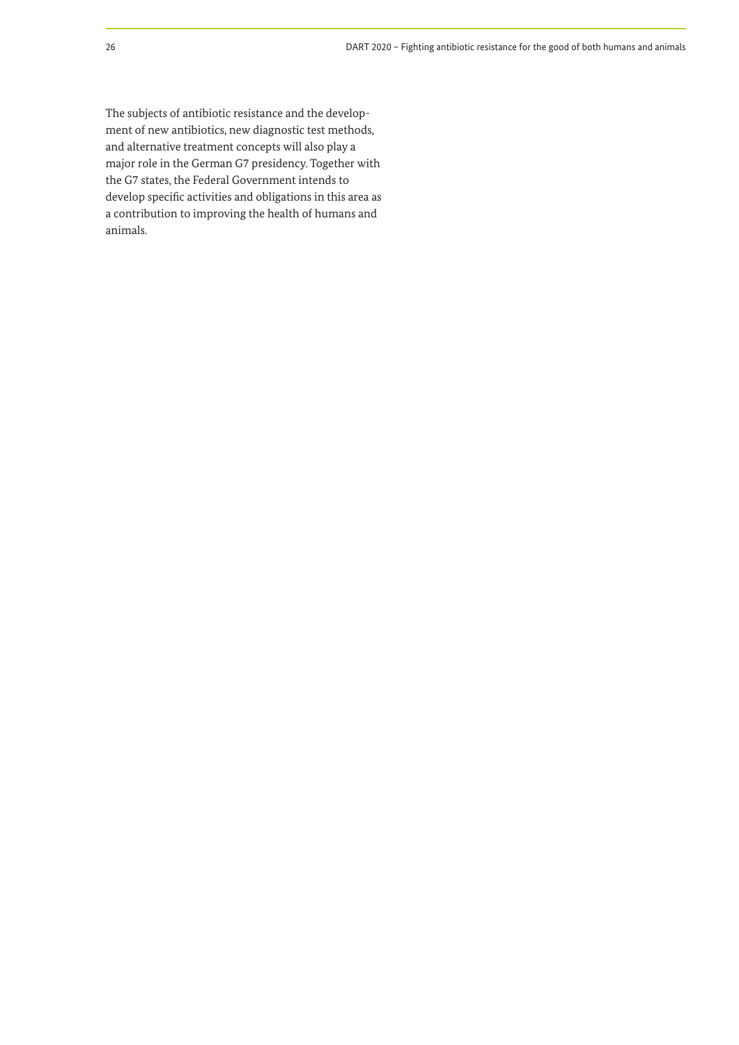The subjects of antibiotic resistance and the development of new antibiotics, new diagnostic test methods, and alternative treatment concepts will also play a major role in the German G7 presidency. Together with the G7 states, the Federal Government intends to develop specific activities and obligations in this area as a contribution to improving the health of humans and animals.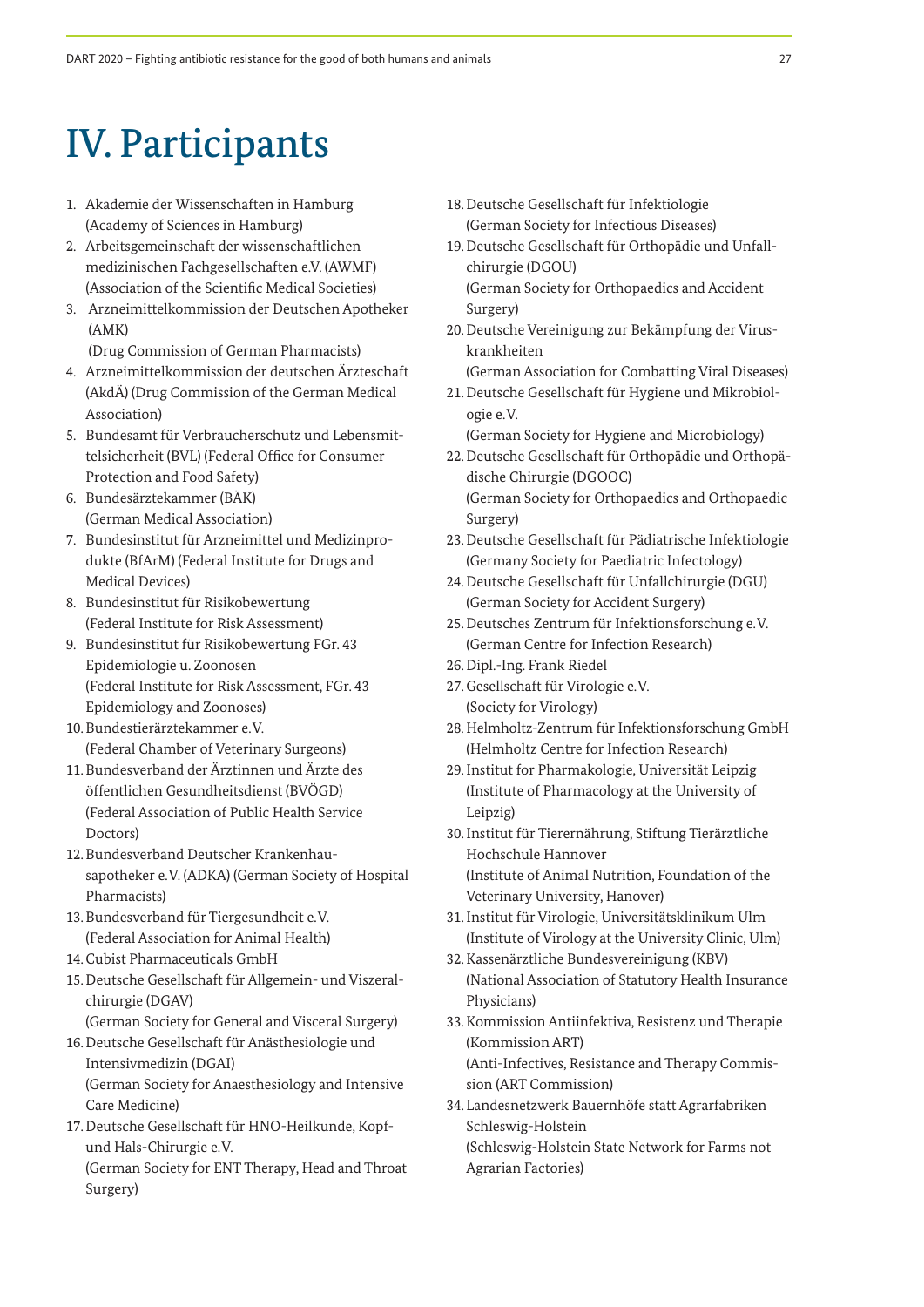# IV. Participants

1. Akademie der Wissenschaften in Hamburg (Academy of Sciences in Hamburg)
2. Arbeitsgemeinschaft der wissenschaftlichen medizinischen Fachgesellschaften e.V. (AWMF) (Association of the Scientific Medical Societies)
3. Arzneimittelkommission der Deutschen Apotheker (AMK) (Drug Commission of German Pharmacists)
4. Arzneimittelkommission der deutschen Ärzteschaft (AkdÄ) (Drug Commission of the German Medical Association)
5. Bundesamt für Verbraucherschutz und Lebensmittelsicherheit (BVL) (Federal Office for Consumer Protection and Food Safety)
6. Bundesärztekammer (BÄK) (German Medical Association)
7. Bundesinstitut für Arzneimittel und Medizinprodukte (BfArM) (Federal Institute for Drugs and Medical Devices)
8. Bundesinstitut für Risikobewertung (Federal Institute for Risk Assessment)
9. Bundesinstitut für Risikobewertung FGr. 43 Epidemiologie u. Zoonosen (Federal Institute for Risk Assessment, FGr. 43 Epidemiology and Zoonoses)
10. Bundestierärztekammer e.V. (Federal Chamber of Veterinary Surgeons)
11. Bundesverband der Ärztinnen und Ärzte des öffentlichen Gesundheitsdienst (BVÖGD) (Federal Association of Public Health Service Doctors)
12. Bundesverband Deutscher Krankenhausapotheker e.V. (ADKA) (German Society of Hospital Pharmacists)
13. Bundesverband für Tiergesundheit e.V. (Federal Association for Animal Health)
14. Cubist Pharmaceuticals GmbH
15. Deutsche Gesellschaft für Allgemein- und Viszeralchirurgie (DGAV) (German Society for General and Visceral Surgery)
16. Deutsche Gesellschaft für Anästhesiologie und Intensivmedizin (DGAI) (German Society for Anaesthesiology and Intensive Care Medicine)
17. Deutsche Gesellschaft für HNO-Heilkunde, Kopf- und Hals-Chirurgie e.V. (German Society for ENT Therapy, Head and Throat Surgery)
18. Deutsche Gesellschaft für Infektiologie (German Society for Infectious Diseases)
19. Deutsche Gesellschaft für Orthopädie und Unfallchirurgie (DGOU) (German Society for Orthopaedics and Accident Surgery)
20. Deutsche Vereinigung zur Bekämpfung der Viruskrankheiten (German Association for Combatting Viral Diseases)
21. Deutsche Gesellschaft für Hygiene und Mikrobiologie e.V. (German Society for Hygiene and Microbiology)
22. Deutsche Gesellschaft für Orthopädie und Orthopädische Chirurgie (DGOOC) (German Society for Orthopaedics and Orthopaedic Surgery)
23. Deutsche Gesellschaft für Pädiatrische Infektiologie (Germany Society for Paediatric Infectology)
24. Deutsche Gesellschaft für Unfallchirurgie (DGU) (German Society for Accident Surgery)
25. Deutsches Zentrum für Infektionsforschung e.V. (German Centre for Infection Research)
26. Dipl.-Ing. Frank Riedel
27. Gesellschaft für Virologie e.V. (Society for Virology)
28. Helmholtz-Zentrum für Infektionsforschung GmbH (Helmholtz Centre for Infection Research)
29. Institut for Pharmakologie, Universität Leipzig (Institute of Pharmacology at the University of Leipzig)
30. Institut für Tierernährung, Stiftung Tierärztliche Hochschule Hannover (Institute of Animal Nutrition, Foundation of the Veterinary University, Hanover)
31. Institut für Virologie, Universitätsklinikum Ulm (Institute of Virology at the University Clinic, Ulm)
32. Kassenärztliche Bundesvereinigung (KBV) (National Association of Statutory Health Insurance Physicians)
33. Kommission Antiinfektiva, Resistenz und Therapie (Kommission ART) (Anti-Infectives, Resistance and Therapy Commission (ART Commission)
34. Landesnetzwerk Bauernhöfe statt Agrarfabriken Schleswig-Holstein (Schleswig-Holstein State Network for Farms not Agrarian Factories)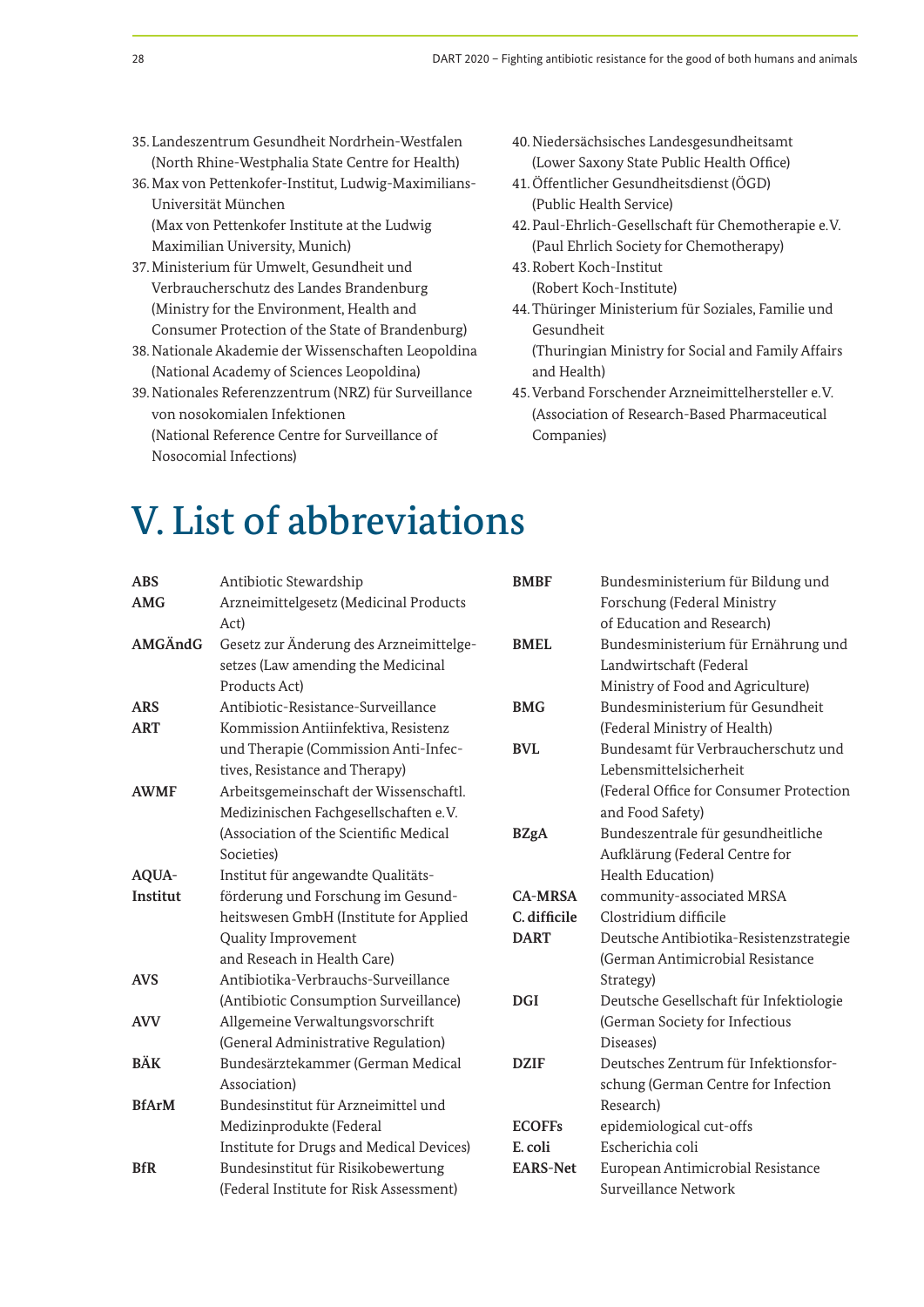35. Landeszentrum Gesundheit Nordrhein-Westfalen (North Rhine-Westphalia State Centre for Health)
36. Max von Pettenkofer-Institut, Ludwig-Maximilians-Universität München (Max von Pettenkofer Institute at the Ludwig Maximilian University, Munich)
37. Ministerium für Umwelt, Gesundheit und Verbraucherschutz des Landes Brandenburg (Ministry for the Environment, Health and Consumer Protection of the State of Brandenburg)
38. Nationale Akademie der Wissenschaften Leopoldina (National Academy of Sciences Leopoldina)
39. Nationales Referenzzentrum (NRZ) für Surveillance von nosokomialen Infektionen (National Reference Centre for Surveillance of Nosocomial Infections)
40. Niedersächsisches Landesgesundheitsamt (Lower Saxony State Public Health Office)
41. Öffentlicher Gesundheitsdienst (ÖGD) (Public Health Service)
42. Paul-Ehrlich-Gesellschaft für Chemotherapie e.V. (Paul Ehrlich Society for Chemotherapy)
43. Robert Koch-Institut (Robert Koch-Institute)
44. Thüringer Ministerium für Soziales, Familie und Gesundheit (Thuringian Ministry for Social and Family Affairs and Health)
45. Verband Forschender Arzneimittelhersteller e.V. (Association of Research-Based Pharmaceutical Companies)

# V. List of abbreviations

| | |
|---|---|
| **ABS** | Antibiotic Stewardship |
| **AMG** | Arzneimittelgesetz (Medicinal Products Act) |
| **AMGÄndG** | Gesetz zur Änderung des Arzneimittelgesetzes (Law amending the Medicinal Products Act) |
| **ARS** | Antibiotic-Resistance-Surveillance |
| **ART** | Kommission Antiinfektiva, Resistenz und Therapie (Commission Anti-Infectives, Resistance and Therapy) |
| **AWMF** | Arbeitsgemeinschaft der Wissenschaftl. Medizinischen Fachgesellschaften e.V. (Association of the Scientific Medical Societies) |
| **AQUA-Institut** | Institut für angewandte Qualitätsförderung und Forschung im Gesundheitswesen GmbH (Institute for Applied Quality Improvement and Reseach in Health Care) |
| **AVS** | Antibiotika-Verbrauchs-Surveillance (Antibiotic Consumption Surveillance) |
| **AVV** | Allgemeine Verwaltungsvorschrift (General Administrative Regulation) |
| **BÄK** | Bundesärztekammer (German Medical Association) |
| **BfArM** | Bundesinstitut für Arzneimittel und Medizinprodukte (Federal Institute for Drugs and Medical Devices) |
| **BfR** | Bundesinstitut für Risikobewertung (Federal Institute for Risk Assessment) |
| **BMBF** | Bundesministerium für Bildung und Forschung (Federal Ministry of Education and Research) |
| **BMEL** | Bundesministerium für Ernährung und Landwirtschaft (Federal Ministry of Food and Agriculture) |
| **BMG** | Bundesministerium für Gesundheit (Federal Ministry of Health) |
| **BVL** | Bundesamt für Verbraucherschutz und Lebensmittelsicherheit (Federal Office for Consumer Protection and Food Safety) |
| **BZgA** | Bundeszentrale für gesundheitliche Aufklärung (Federal Centre for Health Education) |
| **CA-MRSA** | community-associated MRSA |
| **C. difficile** | Clostridium difficile |
| **DART** | Deutsche Antibiotika-Resistenzstrategie (German Antimicrobial Resistance Strategy) |
| **DGI** | Deutsche Gesellschaft für Infektiologie (German Society for Infectious Diseases) |
| **DZIF** | Deutsches Zentrum für Infektionsforschung (German Centre for Infection Research) |
| **ECOFFs** | epidemiological cut-offs |
| **E. coli** | Escherichia coli |
| **EARS-Net** | European Antimicrobial Resistance Surveillance Network |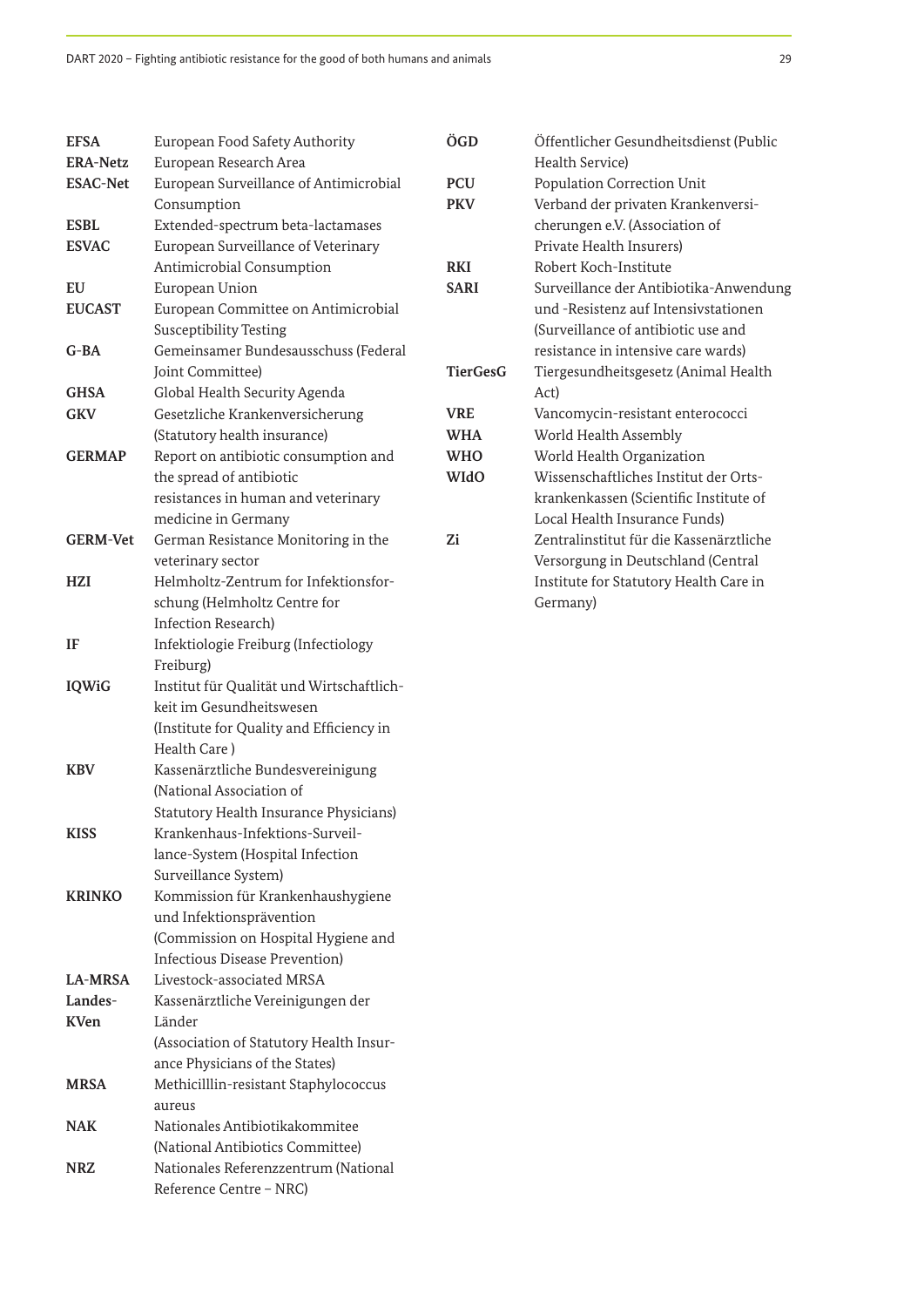| | |
|---|---|
| **EFSA** | European Food Safety Authority |
| **ERA-Netz** | European Research Area |
| **ESAC-Net** | European Surveillance of Antimicrobial Consumption |
| **ESBL** | Extended-spectrum beta-lactamases |
| **ESVAC** | European Surveillance of Veterinary Antimicrobial Consumption |
| **EU** | European Union |
| **EUCAST** | European Committee on Antimicrobial Susceptibility Testing |
| **G-BA** | Gemeinsamer Bundesausschuss (Federal Joint Committee) |
| **GHSA** | Global Health Security Agenda |
| **GKV** | Gesetzliche Krankenversicherung (Statutory health insurance) |
| **GERMAP** | Report on antibiotic consumption and the spread of antibiotic resistances in human and veterinary medicine in Germany |
| **GERM-Vet** | German Resistance Monitoring in the veterinary sector |
| **HZI** | Helmholtz-Zentrum for Infektionsforschung (Helmholtz Centre for Infection Research) |
| **IF** | Infektiologie Freiburg (Infectiology Freiburg) |
| **IQWiG** | Institut für Qualität und Wirtschaftlichkeit im Gesundheitswesen (Institute for Quality and Efficiency in Health Care ) |
| **KBV** | Kassenärztliche Bundesvereinigung (National Association of Statutory Health Insurance Physicians) |
| **KISS** | Krankenhaus-Infektions-Surveillance-System (Hospital Infection Surveillance System) |
| **KRINKO** | Kommission für Krankenhaushygiene und Infektionsprävention (Commission on Hospital Hygiene and Infectious Disease Prevention) |
| **LA-MRSA** | Livestock-associated MRSA |
| **Landes-KVen** | Kassenärztliche Vereinigungen der Länder (Association of Statutory Health Insurance Physicians of the States) |
| **MRSA** | Methicilllin-resistant Staphylococcus aureus |
| **NAK** | Nationales Antibiotikakommitee (National Antibiotics Committee) |
| **NRZ** | Nationales Referenzzentrum (National Reference Centre – NRC) |
| **ÖGD** | Öffentlicher Gesundheitsdienst (Public Health Service) |
| **PCU** | Population Correction Unit |
| **PKV** | Verband der privaten Krankenversicherungen e.V. (Association of Private Health Insurers) |
| **RKI** | Robert Koch-Institute |
| **SARI** | Surveillance der Antibiotika-Anwendung und -Resistenz auf Intensivstationen (Surveillance of antibiotic use and resistance in intensive care wards) |
| **TierGesG** | Tiergesundheitsgesetz (Animal Health Act) |
| **VRE** | Vancomycin-resistant enterococci |
| **WHA** | World Health Assembly |
| **WHO** | World Health Organization |
| **WIdO** | Wissenschaftliches Institut der Ortskrankenkassen (Scientific Institute of Local Health Insurance Funds) |
| **Zi** | Zentralinstitut für die Kassenärztliche Versorgung in Deutschland (Central Institute for Statutory Health Care in Germany) |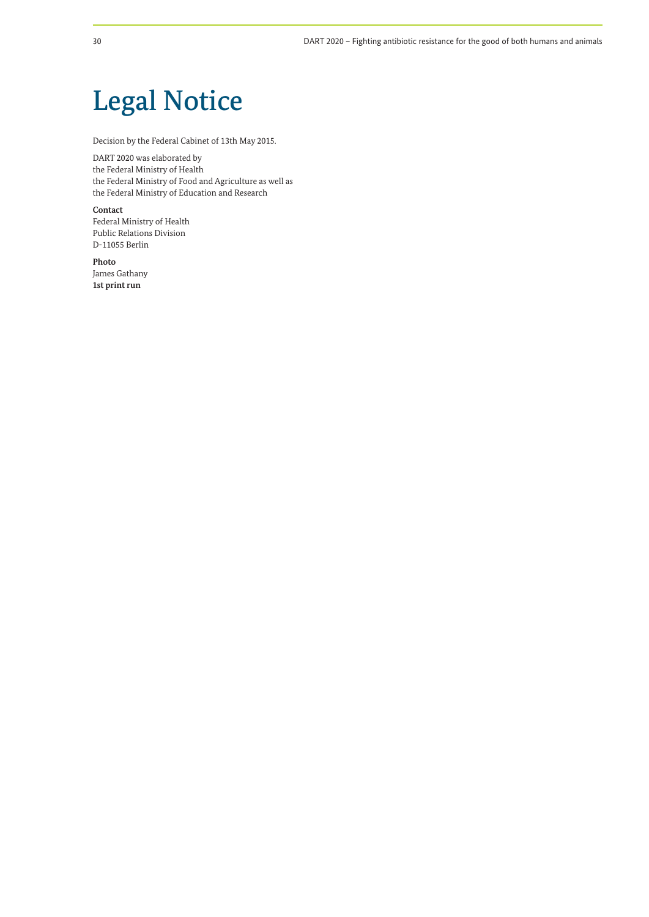# Legal Notice

Decision by the Federal Cabinet of 13th May 2015.

DART 2020 was elaborated by
the Federal Ministry of Health
the Federal Ministry of Food and Agriculture as well as
the Federal Ministry of Education and Research

**Contact**
Federal Ministry of Health
Public Relations Division
D-11055 Berlin

**Photo**
James Gathany
**1st print run**